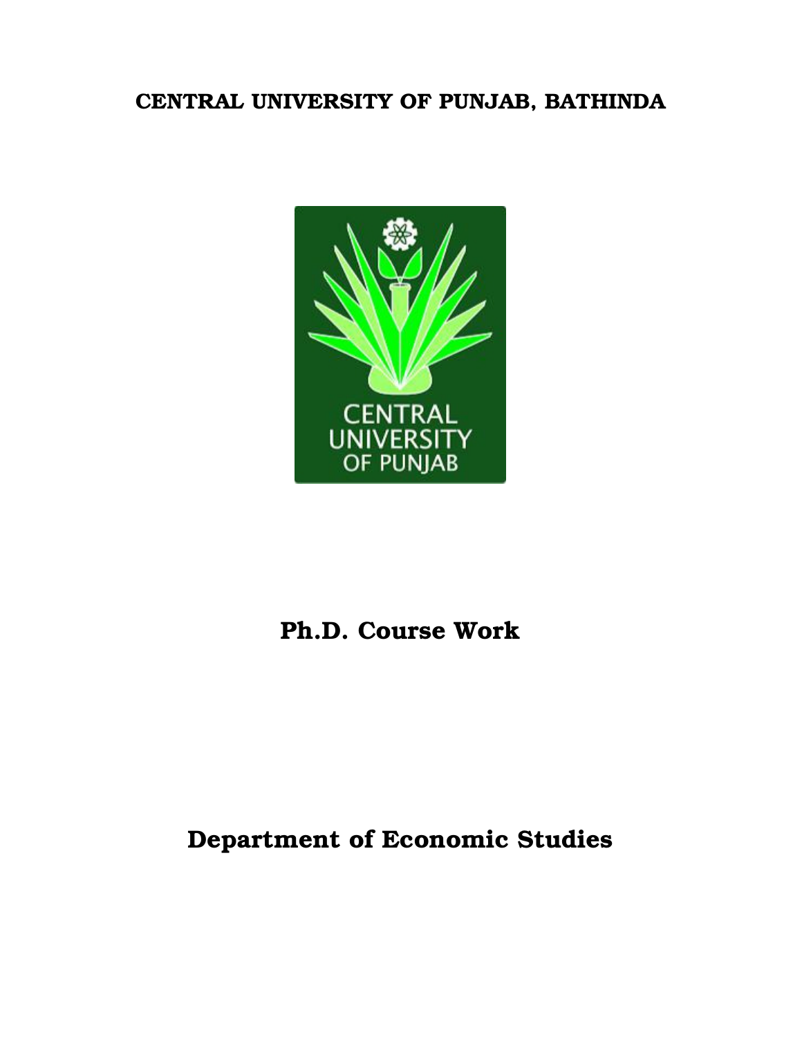# CENTRAL UNIVERSITY OF PUNJAB, BATHINDA

## Ph.D. Course Work

## Department of Economic Studies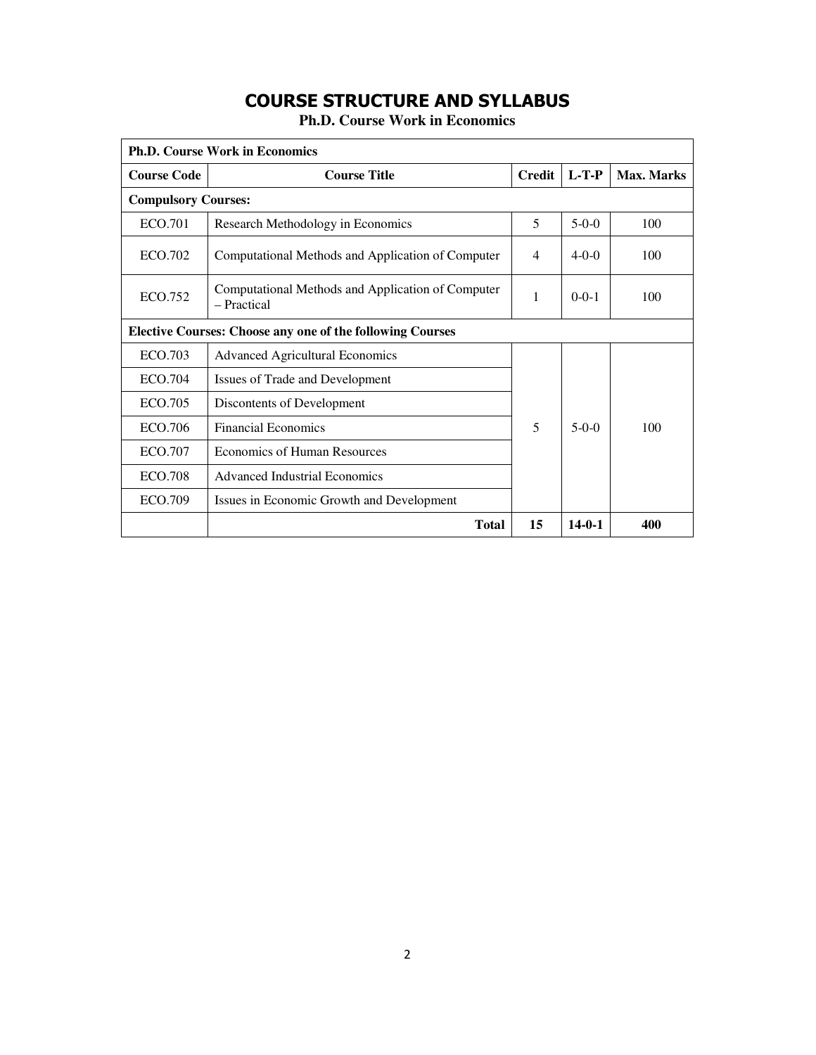# COURSE STRUCTURE AND SYLLABUS

**Ph.D. Course Work in Economics**

| **Ph.D. Course Work in Economics** | | | | |
|---|---|---|---|---|
| **Course Code** | **Course Title** | **Credit** | **L-T-P** | **Max. Marks** |
| **Compulsory Courses:** | | | | |
| ECO.701 | Research Methodology in Economics | 5 | 5-0-0 | 100 |
| ECO.702 | Computational Methods and Application of Computer | 4 | 4-0-0 | 100 |
| ECO.752 | Computational Methods and Application of Computer – Practical | 1 | 0-0-1 | 100 |
| **Elective Courses: Choose any one of the following Courses** | | | | |
| ECO.703 | Advanced Agricultural Economics | 5 | 5-0-0 | 100 |
| ECO.704 | Issues of Trade and Development | | | |
| ECO.705 | Discontents of Development | | | |
| ECO.706 | Financial Economics | | | |
| ECO.707 | Economics of Human Resources | | | |
| ECO.708 | Advanced Industrial Economics | | | |
| ECO.709 | Issues in Economic Growth and Development | | | |
| | **Total** | **15** | **14-0-1** | **400** |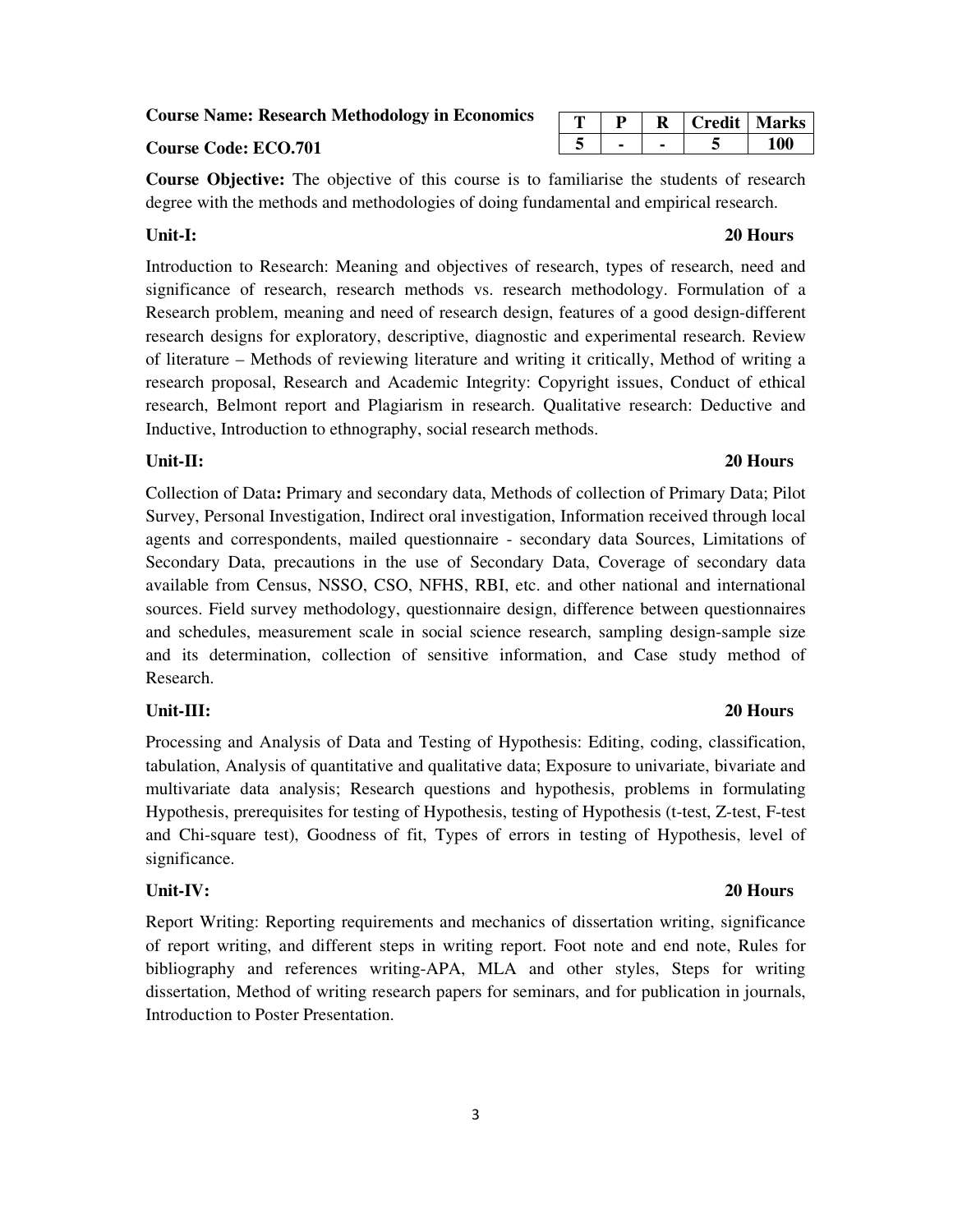**Course Name: Research Methodology in Economics**

**Course Code: ECO.701**

| T | P | R | Credit | Marks |
|---|---|---|---|---|
| 5 | - | - | 5 | 100 |

**Course Objective:** The objective of this course is to familiarise the students of research degree with the methods and methodologies of doing fundamental and empirical research.

**Unit-I: 20 Hours**

Introduction to Research: Meaning and objectives of research, types of research, need and significance of research, research methods vs. research methodology. Formulation of a Research problem, meaning and need of research design, features of a good design-different research designs for exploratory, descriptive, diagnostic and experimental research. Review of literature – Methods of reviewing literature and writing it critically, Method of writing a research proposal, Research and Academic Integrity: Copyright issues, Conduct of ethical research, Belmont report and Plagiarism in research. Qualitative research: Deductive and Inductive, Introduction to ethnography, social research methods.

**Unit-II: 20 Hours**

Collection of Data**:** Primary and secondary data, Methods of collection of Primary Data; Pilot Survey, Personal Investigation, Indirect oral investigation, Information received through local agents and correspondents, mailed questionnaire - secondary data Sources, Limitations of Secondary Data, precautions in the use of Secondary Data, Coverage of secondary data available from Census, NSSO, CSO, NFHS, RBI, etc. and other national and international sources. Field survey methodology, questionnaire design, difference between questionnaires and schedules, measurement scale in social science research, sampling design-sample size and its determination, collection of sensitive information, and Case study method of Research.

**Unit-III: 20 Hours**

Processing and Analysis of Data and Testing of Hypothesis: Editing, coding, classification, tabulation, Analysis of quantitative and qualitative data; Exposure to univariate, bivariate and multivariate data analysis; Research questions and hypothesis, problems in formulating Hypothesis, prerequisites for testing of Hypothesis, testing of Hypothesis (t-test, Z-test, F-test and Chi-square test), Goodness of fit, Types of errors in testing of Hypothesis, level of significance.

**Unit-IV: 20 Hours**

Report Writing: Reporting requirements and mechanics of dissertation writing, significance of report writing, and different steps in writing report. Foot note and end note, Rules for bibliography and references writing-APA, MLA and other styles, Steps for writing dissertation, Method of writing research papers for seminars, and for publication in journals, Introduction to Poster Presentation.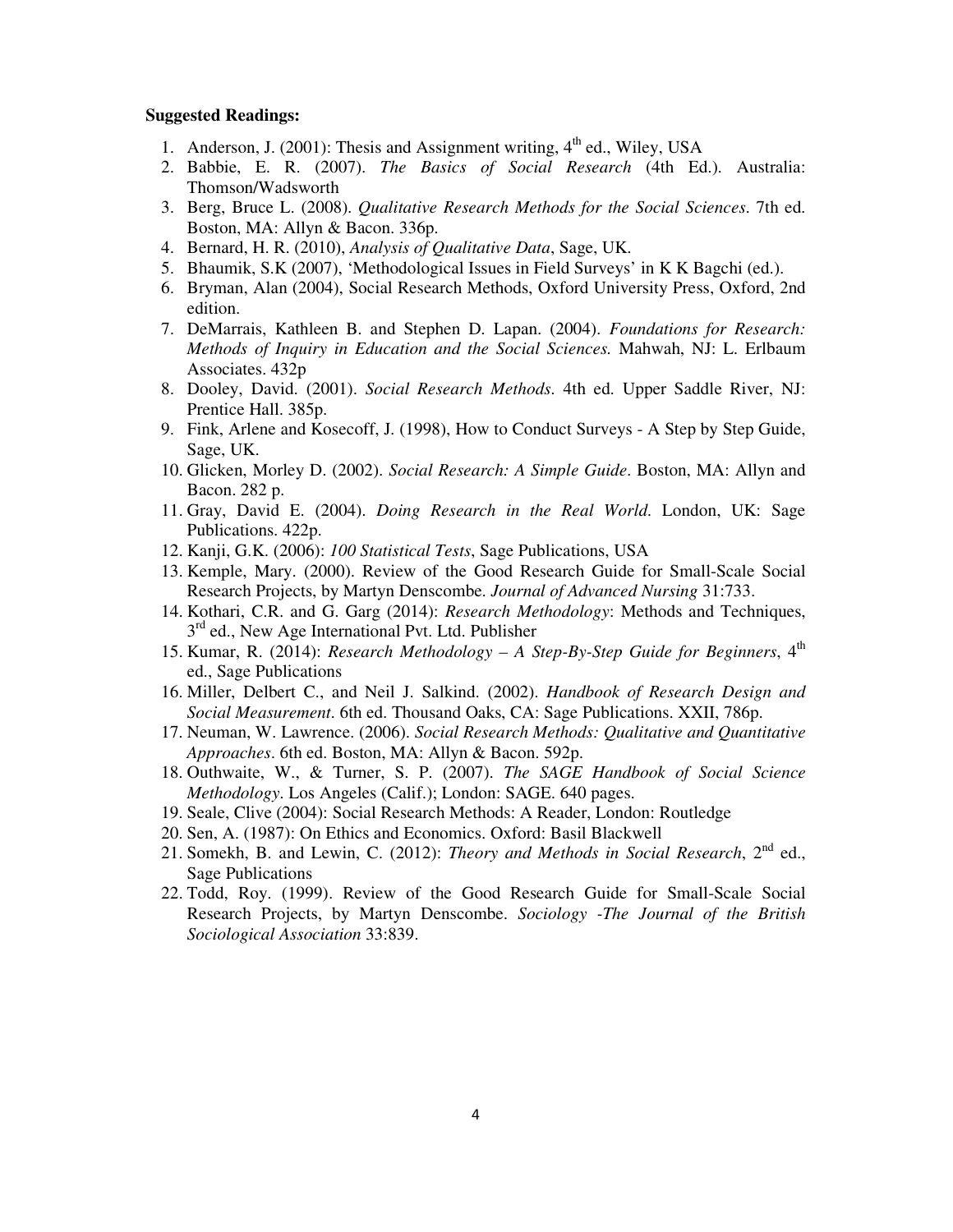**Suggested Readings:**

1. Anderson, J. (2001): Thesis and Assignment writing, 4th ed., Wiley, USA
2. Babbie, E. R. (2007). *The Basics of Social Research* (4th Ed.). Australia: Thomson/Wadsworth
3. Berg, Bruce L. (2008). *Qualitative Research Methods for the Social Sciences*. 7th ed. Boston, MA: Allyn & Bacon. 336p.
4. Bernard, H. R. (2010), *Analysis of Qualitative Data*, Sage, UK.
5. Bhaumik, S.K (2007), 'Methodological Issues in Field Surveys' in K K Bagchi (ed.).
6. Bryman, Alan (2004), Social Research Methods, Oxford University Press, Oxford, 2nd edition.
7. DeMarrais, Kathleen B. and Stephen D. Lapan. (2004). *Foundations for Research: Methods of Inquiry in Education and the Social Sciences.* Mahwah, NJ: L. Erlbaum Associates. 432p
8. Dooley, David. (2001). *Social Research Methods*. 4th ed. Upper Saddle River, NJ: Prentice Hall. 385p.
9. Fink, Arlene and Kosecoff, J. (1998), How to Conduct Surveys - A Step by Step Guide, Sage, UK.
10. Glicken, Morley D. (2002). *Social Research: A Simple Guide*. Boston, MA: Allyn and Bacon. 282 p.
11. Gray, David E. (2004). *Doing Research in the Real World.* London, UK: Sage Publications. 422p.
12. Kanji, G.K. (2006): *100 Statistical Tests*, Sage Publications, USA
13. Kemple, Mary. (2000). Review of the Good Research Guide for Small-Scale Social Research Projects, by Martyn Denscombe. *Journal of Advanced Nursing* 31:733.
14. Kothari, C.R. and G. Garg (2014): *Research Methodology*: Methods and Techniques, 3rd ed., New Age International Pvt. Ltd. Publisher
15. Kumar, R. (2014): *Research Methodology – A Step-By-Step Guide for Beginners*, 4th ed., Sage Publications
16. Miller, Delbert C., and Neil J. Salkind. (2002). *Handbook of Research Design and Social Measurement*. 6th ed. Thousand Oaks, CA: Sage Publications. XXII, 786p.
17. Neuman, W. Lawrence. (2006). *Social Research Methods: Qualitative and Quantitative Approaches*. 6th ed. Boston, MA: Allyn & Bacon. 592p.
18. Outhwaite, W., & Turner, S. P. (2007). *The SAGE Handbook of Social Science Methodology*. Los Angeles (Calif.); London: SAGE. 640 pages.
19. Seale, Clive (2004): Social Research Methods: A Reader, London: Routledge
20. Sen, A. (1987): On Ethics and Economics. Oxford: Basil Blackwell
21. Somekh, B. and Lewin, C. (2012): *Theory and Methods in Social Research*, 2nd ed., Sage Publications
22. Todd, Roy. (1999). Review of the Good Research Guide for Small-Scale Social Research Projects, by Martyn Denscombe. *Sociology -The Journal of the British Sociological Association* 33:839.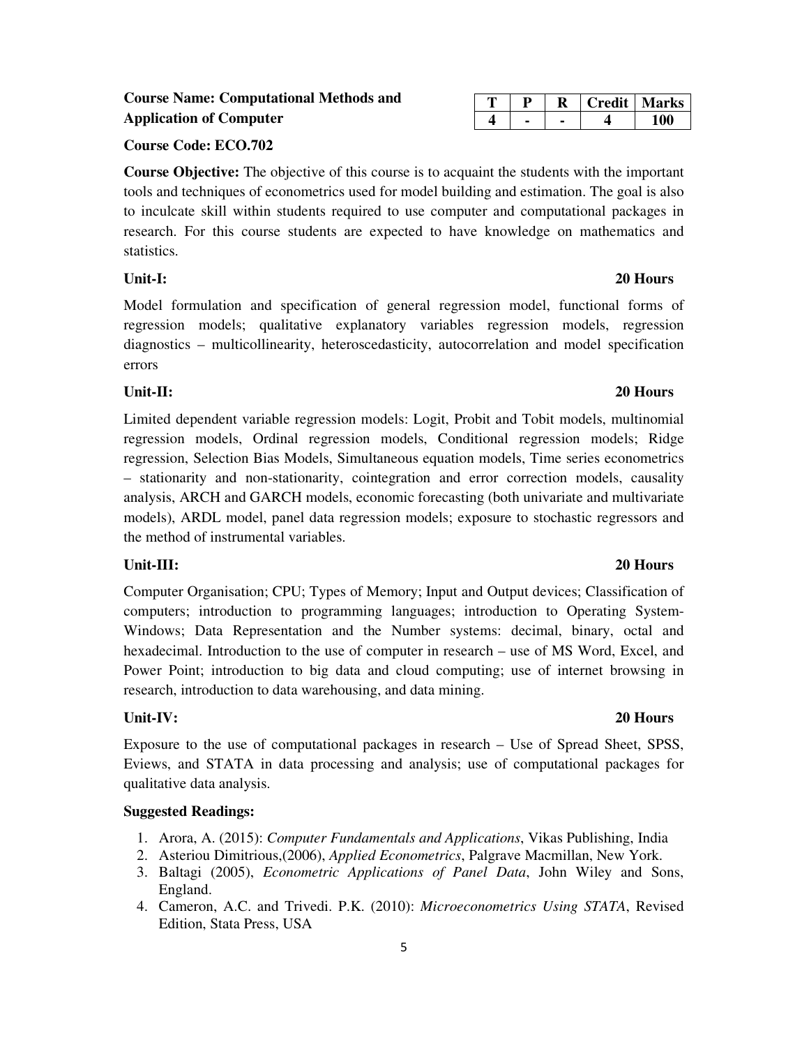**Course Name: Computational Methods and Application of Computer**

| T | P | R | Credit | Marks |
|---|---|---|---|---|
| 4 | - | - | 4 | 100 |

**Course Code: ECO.702**

**Course Objective:** The objective of this course is to acquaint the students with the important tools and techniques of econometrics used for model building and estimation. The goal is also to inculcate skill within students required to use computer and computational packages in research. For this course students are expected to have knowledge on mathematics and statistics.

**Unit-I: 20 Hours**

Model formulation and specification of general regression model, functional forms of regression models; qualitative explanatory variables regression models, regression diagnostics – multicollinearity, heteroscedasticity, autocorrelation and model specification errors

**Unit-II: 20 Hours**

Limited dependent variable regression models: Logit, Probit and Tobit models, multinomial regression models, Ordinal regression models, Conditional regression models; Ridge regression, Selection Bias Models, Simultaneous equation models, Time series econometrics – stationarity and non-stationarity, cointegration and error correction models, causality analysis, ARCH and GARCH models, economic forecasting (both univariate and multivariate models), ARDL model, panel data regression models; exposure to stochastic regressors and the method of instrumental variables.

**Unit-III: 20 Hours**

Computer Organisation; CPU; Types of Memory; Input and Output devices; Classification of computers; introduction to programming languages; introduction to Operating System-Windows; Data Representation and the Number systems: decimal, binary, octal and hexadecimal. Introduction to the use of computer in research – use of MS Word, Excel, and Power Point; introduction to big data and cloud computing; use of internet browsing in research, introduction to data warehousing, and data mining.

**Unit-IV: 20 Hours**

Exposure to the use of computational packages in research – Use of Spread Sheet, SPSS, Eviews, and STATA in data processing and analysis; use of computational packages for qualitative data analysis.

**Suggested Readings:**

1. Arora, A. (2015): *Computer Fundamentals and Applications*, Vikas Publishing, India
2. Asteriou Dimitrious,(2006), *Applied Econometrics*, Palgrave Macmillan, New York.
3. Baltagi (2005), *Econometric Applications of Panel Data*, John Wiley and Sons, England.
4. Cameron, A.C. and Trivedi. P.K. (2010): *Microeconometrics Using STATA*, Revised Edition, Stata Press, USA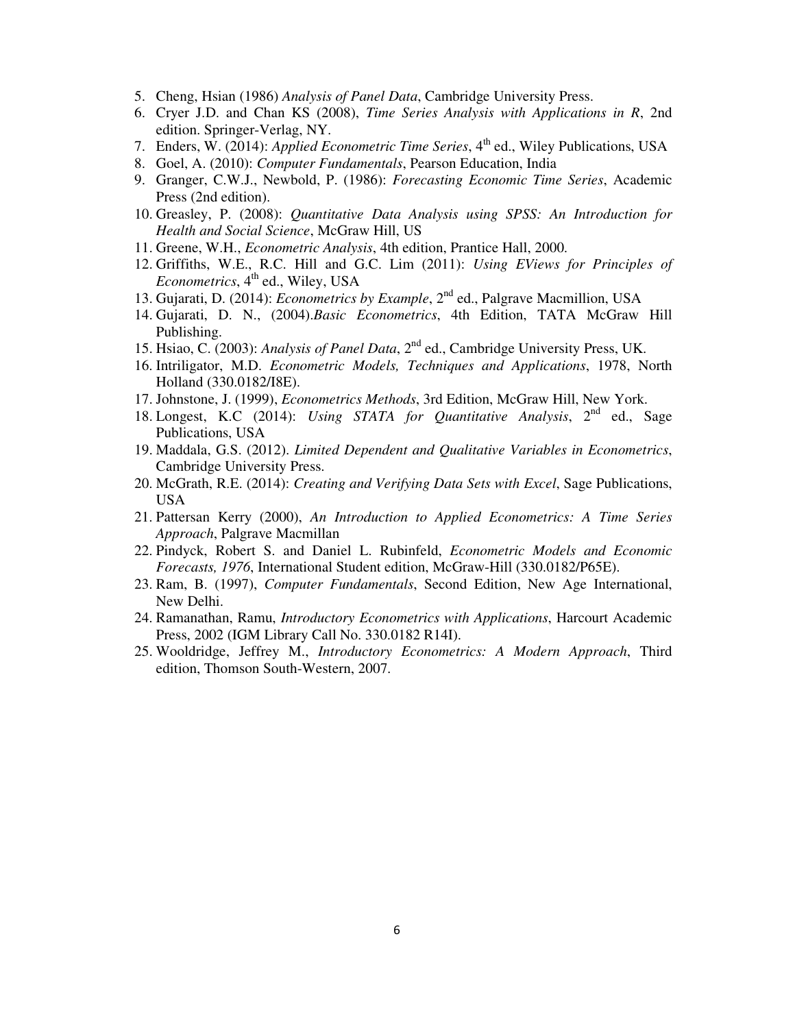5. Cheng, Hsian (1986) *Analysis of Panel Data*, Cambridge University Press.
6. Cryer J.D. and Chan KS (2008), *Time Series Analysis with Applications in R*, 2nd edition. Springer-Verlag, NY.
7. Enders, W. (2014): *Applied Econometric Time Series*, 4th ed., Wiley Publications, USA
8. Goel, A. (2010): *Computer Fundamentals*, Pearson Education, India
9. Granger, C.W.J., Newbold, P. (1986): *Forecasting Economic Time Series*, Academic Press (2nd edition).
10. Greasley, P. (2008): *Quantitative Data Analysis using SPSS: An Introduction for Health and Social Science*, McGraw Hill, US
11. Greene, W.H., *Econometric Analysis*, 4th edition, Prantice Hall, 2000.
12. Griffiths, W.E., R.C. Hill and G.C. Lim (2011): *Using EViews for Principles of Econometrics*, 4th ed., Wiley, USA
13. Gujarati, D. (2014): *Econometrics by Example*, 2nd ed., Palgrave Macmillion, USA
14. Gujarati, D. N., (2004).*Basic Econometrics*, 4th Edition, TATA McGraw Hill Publishing.
15. Hsiao, C. (2003): *Analysis of Panel Data*, 2nd ed., Cambridge University Press, UK.
16. Intriligator, M.D. *Econometric Models, Techniques and Applications*, 1978, North Holland (330.0182/I8E).
17. Johnstone, J. (1999), *Econometrics Methods*, 3rd Edition, McGraw Hill, New York.
18. Longest, K.C (2014): *Using STATA for Quantitative Analysis*, 2nd ed., Sage Publications, USA
19. Maddala, G.S. (2012). *Limited Dependent and Qualitative Variables in Econometrics*, Cambridge University Press.
20. McGrath, R.E. (2014): *Creating and Verifying Data Sets with Excel*, Sage Publications, USA
21. Pattersan Kerry (2000), *An Introduction to Applied Econometrics: A Time Series Approach*, Palgrave Macmillan
22. Pindyck, Robert S. and Daniel L. Rubinfeld, *Econometric Models and Economic Forecasts, 1976*, International Student edition, McGraw-Hill (330.0182/P65E).
23. Ram, B. (1997), *Computer Fundamentals*, Second Edition, New Age International, New Delhi.
24. Ramanathan, Ramu, *Introductory Econometrics with Applications*, Harcourt Academic Press, 2002 (IGM Library Call No. 330.0182 R14I).
25. Wooldridge, Jeffrey M., *Introductory Econometrics: A Modern Approach*, Third edition, Thomson South-Western, 2007.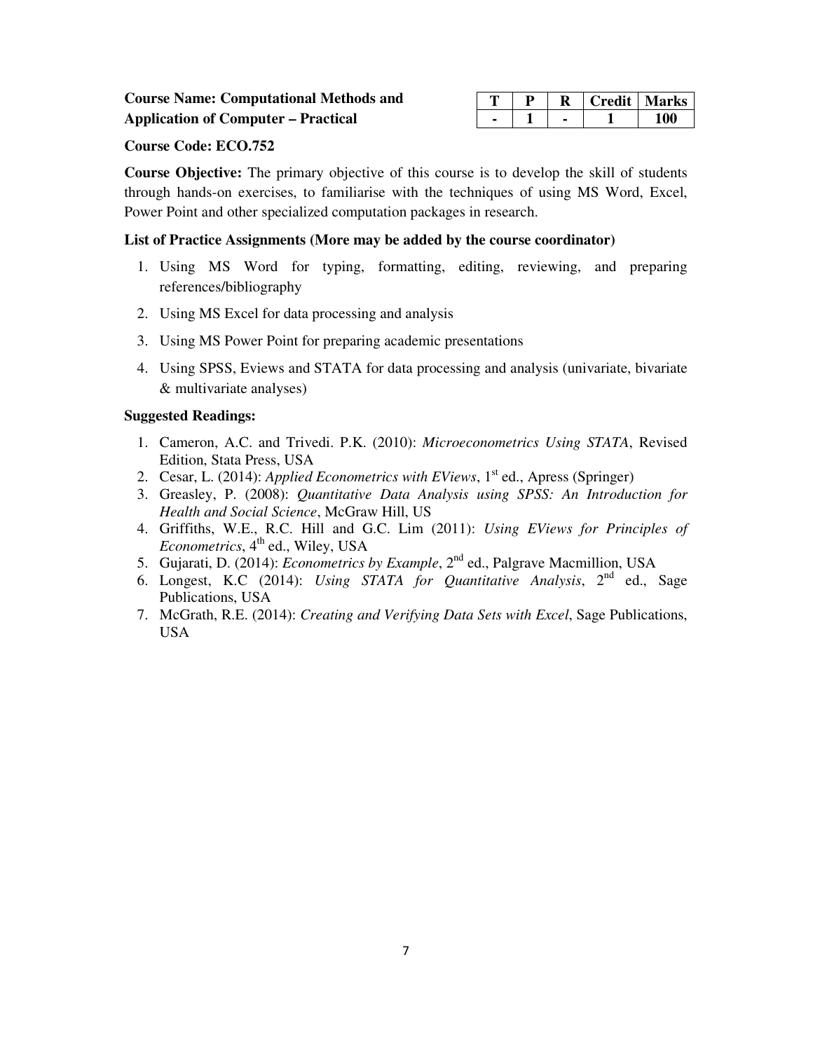**Course Name: Computational Methods and Application of Computer – Practical**

| T | P | R | Credit | Marks |
|---|---|---|---|---|
| - | 1 | - | 1 | 100 |

**Course Code: ECO.752**

**Course Objective:** The primary objective of this course is to develop the skill of students through hands-on exercises, to familiarise with the techniques of using MS Word, Excel, Power Point and other specialized computation packages in research.

**List of Practice Assignments (More may be added by the course coordinator)**

1. Using MS Word for typing, formatting, editing, reviewing, and preparing references/bibliography
2. Using MS Excel for data processing and analysis
3. Using MS Power Point for preparing academic presentations
4. Using SPSS, Eviews and STATA for data processing and analysis (univariate, bivariate & multivariate analyses)

**Suggested Readings:**

1. Cameron, A.C. and Trivedi. P.K. (2010): *Microeconometrics Using STATA*, Revised Edition, Stata Press, USA
2. Cesar, L. (2014): *Applied Econometrics with EViews*, 1st ed., Apress (Springer)
3. Greasley, P. (2008): *Quantitative Data Analysis using SPSS: An Introduction for Health and Social Science*, McGraw Hill, US
4. Griffiths, W.E., R.C. Hill and G.C. Lim (2011): *Using EViews for Principles of Econometrics*, 4th ed., Wiley, USA
5. Gujarati, D. (2014): *Econometrics by Example*, 2nd ed., Palgrave Macmillion, USA
6. Longest, K.C (2014): *Using STATA for Quantitative Analysis*, 2nd ed., Sage Publications, USA
7. McGrath, R.E. (2014): *Creating and Verifying Data Sets with Excel*, Sage Publications, USA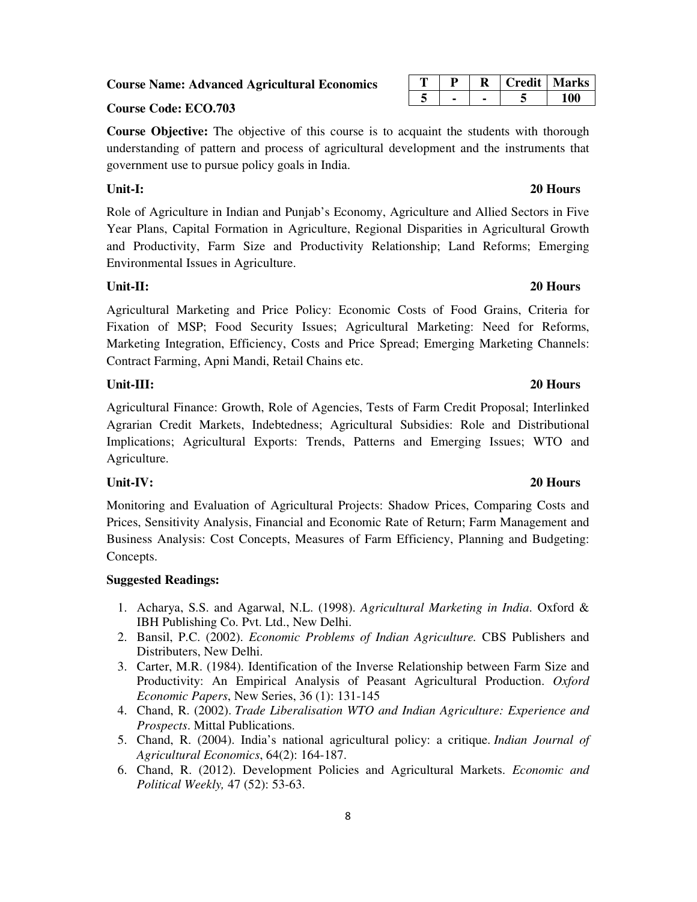**Course Name: Advanced Agricultural Economics**

**Course Code: ECO.703**

| T | P | R | Credit | Marks |
|---|---|---|---|---|
| 5 | - | - | 5 | 100 |

**Course Objective:** The objective of this course is to acquaint the students with thorough understanding of pattern and process of agricultural development and the instruments that government use to pursue policy goals in India.

**Unit-I: 20 Hours**

Role of Agriculture in Indian and Punjab's Economy, Agriculture and Allied Sectors in Five Year Plans, Capital Formation in Agriculture, Regional Disparities in Agricultural Growth and Productivity, Farm Size and Productivity Relationship; Land Reforms; Emerging Environmental Issues in Agriculture.

**Unit-II: 20 Hours**

Agricultural Marketing and Price Policy: Economic Costs of Food Grains, Criteria for Fixation of MSP; Food Security Issues; Agricultural Marketing: Need for Reforms, Marketing Integration, Efficiency, Costs and Price Spread; Emerging Marketing Channels: Contract Farming, Apni Mandi, Retail Chains etc.

**Unit-III: 20 Hours**

Agricultural Finance: Growth, Role of Agencies, Tests of Farm Credit Proposal; Interlinked Agrarian Credit Markets, Indebtedness; Agricultural Subsidies: Role and Distributional Implications; Agricultural Exports: Trends, Patterns and Emerging Issues; WTO and Agriculture.

**Unit-IV: 20 Hours**

Monitoring and Evaluation of Agricultural Projects: Shadow Prices, Comparing Costs and Prices, Sensitivity Analysis, Financial and Economic Rate of Return; Farm Management and Business Analysis: Cost Concepts, Measures of Farm Efficiency, Planning and Budgeting: Concepts.

**Suggested Readings:**

1. Acharya, S.S. and Agarwal, N.L. (1998). *Agricultural Marketing in India*. Oxford & IBH Publishing Co. Pvt. Ltd., New Delhi.
2. Bansil, P.C. (2002). *Economic Problems of Indian Agriculture.* CBS Publishers and Distributers, New Delhi.
3. Carter, M.R. (1984). Identification of the Inverse Relationship between Farm Size and Productivity: An Empirical Analysis of Peasant Agricultural Production. *Oxford Economic Papers*, New Series, 36 (1): 131-145
4. Chand, R. (2002). *Trade Liberalisation WTO and Indian Agriculture: Experience and Prospects*. Mittal Publications.
5. Chand, R. (2004). India's national agricultural policy: a critique. *Indian Journal of Agricultural Economics*, 64(2): 164-187.
6. Chand, R. (2012). Development Policies and Agricultural Markets. *Economic and Political Weekly,* 47 (52): 53-63.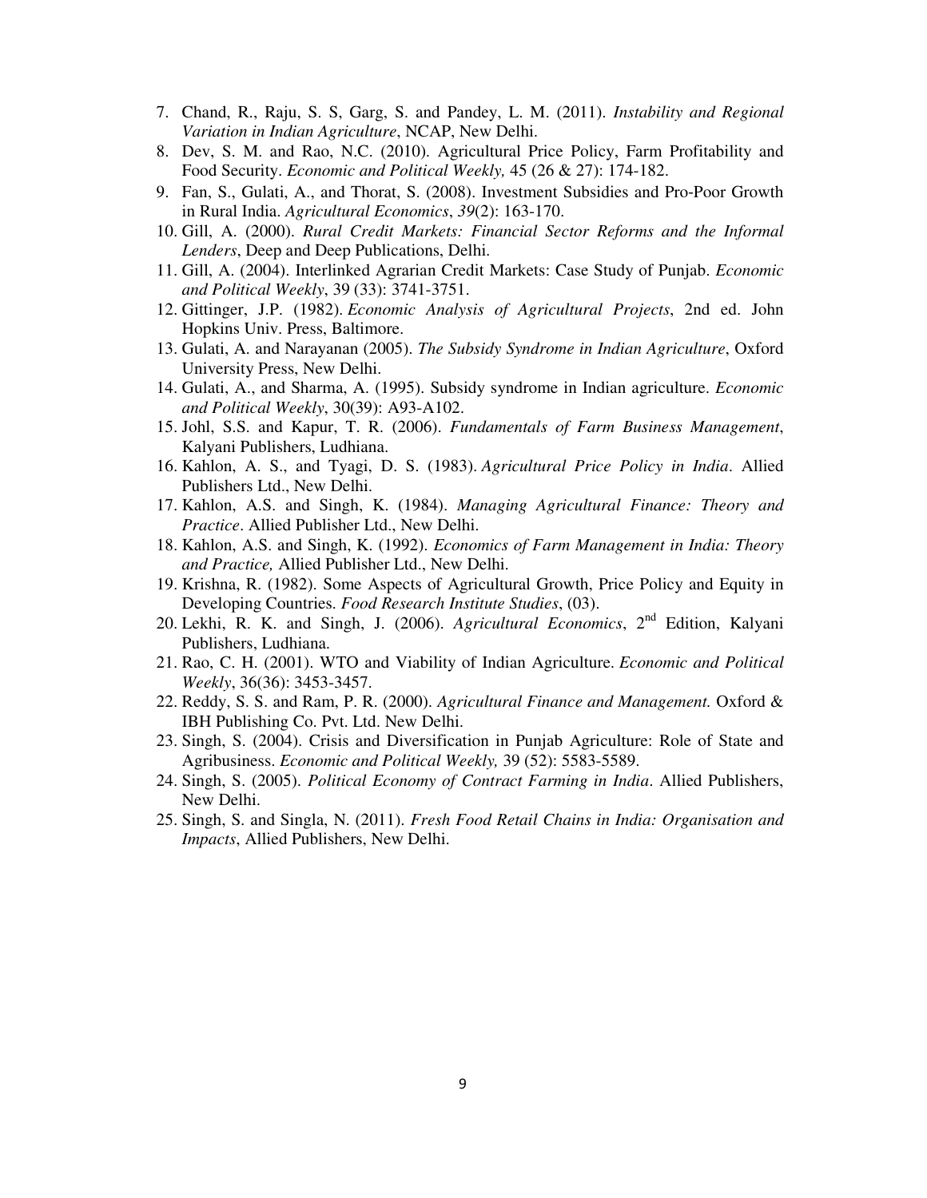7. Chand, R., Raju, S. S, Garg, S. and Pandey, L. M. (2011). *Instability and Regional Variation in Indian Agriculture*, NCAP, New Delhi.
8. Dev, S. M. and Rao, N.C. (2010). Agricultural Price Policy, Farm Profitability and Food Security. *Economic and Political Weekly,* 45 (26 & 27): 174-182.
9. Fan, S., Gulati, A., and Thorat, S. (2008). Investment Subsidies and Pro-Poor Growth in Rural India. *Agricultural Economics*, *39*(2): 163-170.
10. Gill, A. (2000). *Rural Credit Markets: Financial Sector Reforms and the Informal Lenders*, Deep and Deep Publications, Delhi.
11. Gill, A. (2004). Interlinked Agrarian Credit Markets: Case Study of Punjab. *Economic and Political Weekly*, 39 (33): 3741-3751.
12. Gittinger, J.P. (1982). *Economic Analysis of Agricultural Projects*, 2nd ed. John Hopkins Univ. Press, Baltimore.
13. Gulati, A. and Narayanan (2005). *The Subsidy Syndrome in Indian Agriculture*, Oxford University Press, New Delhi.
14. Gulati, A., and Sharma, A. (1995). Subsidy syndrome in Indian agriculture. *Economic and Political Weekly*, 30(39): A93-A102.
15. Johl, S.S. and Kapur, T. R. (2006). *Fundamentals of Farm Business Management*, Kalyani Publishers, Ludhiana.
16. Kahlon, A. S., and Tyagi, D. S. (1983). *Agricultural Price Policy in India*. Allied Publishers Ltd., New Delhi.
17. Kahlon, A.S. and Singh, K. (1984). *Managing Agricultural Finance: Theory and Practice*. Allied Publisher Ltd., New Delhi.
18. Kahlon, A.S. and Singh, K. (1992). *Economics of Farm Management in India: Theory and Practice,* Allied Publisher Ltd., New Delhi.
19. Krishna, R. (1982). Some Aspects of Agricultural Growth, Price Policy and Equity in Developing Countries. *Food Research Institute Studies*, (03).
20. Lekhi, R. K. and Singh, J. (2006). *Agricultural Economics*, 2nd Edition, Kalyani Publishers, Ludhiana.
21. Rao, C. H. (2001). WTO and Viability of Indian Agriculture. *Economic and Political Weekly*, 36(36): 3453-3457.
22. Reddy, S. S. and Ram, P. R. (2000). *Agricultural Finance and Management.* Oxford & IBH Publishing Co. Pvt. Ltd. New Delhi.
23. Singh, S. (2004). Crisis and Diversification in Punjab Agriculture: Role of State and Agribusiness. *Economic and Political Weekly,* 39 (52): 5583-5589.
24. Singh, S. (2005). *Political Economy of Contract Farming in India*. Allied Publishers, New Delhi.
25. Singh, S. and Singla, N. (2011). *Fresh Food Retail Chains in India: Organisation and Impacts*, Allied Publishers, New Delhi.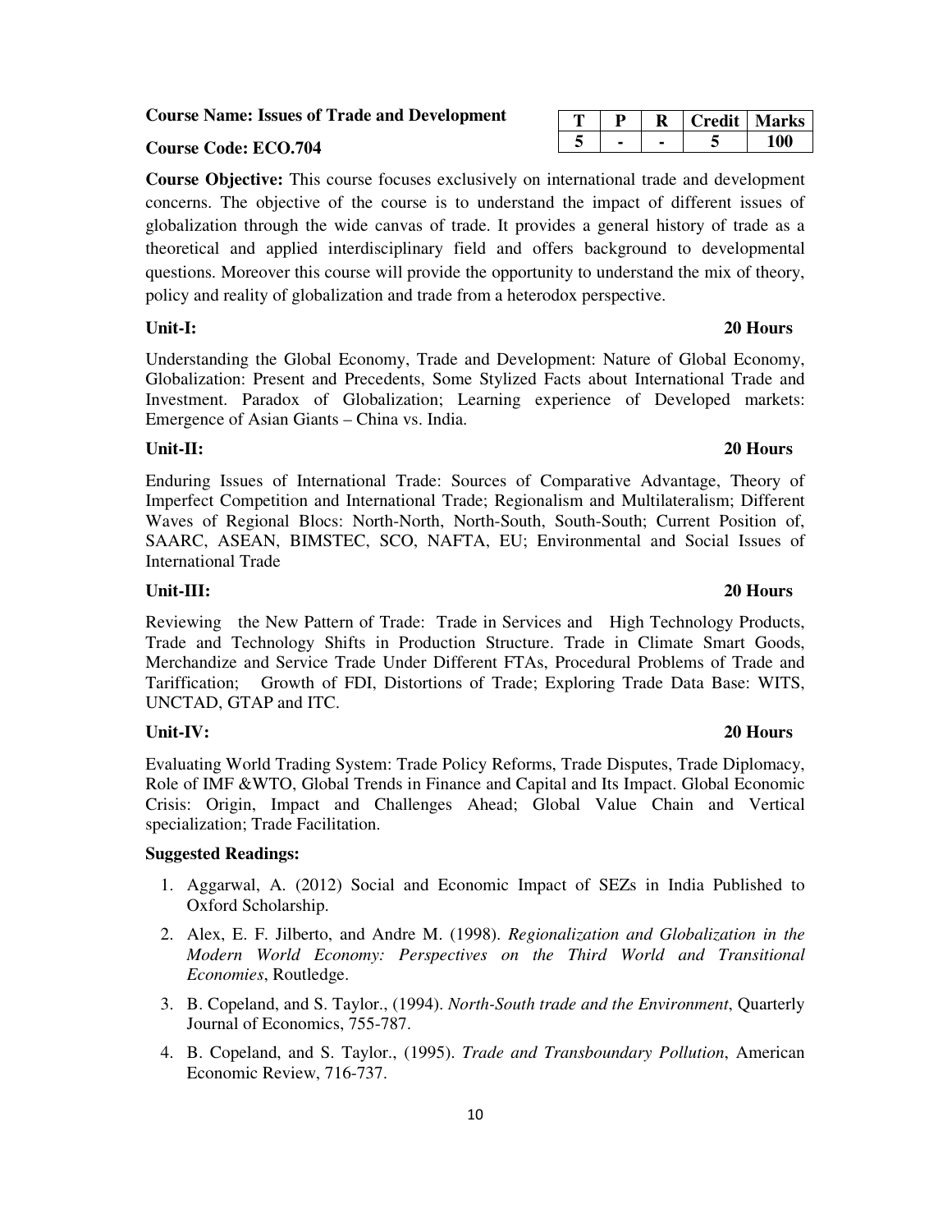**Course Name: Issues of Trade and Development**

**Course Code: ECO.704**

| T | P | R | Credit | Marks |
|---|---|---|---|---|
| 5 | - | - | 5 | 100 |

**Course Objective:** This course focuses exclusively on international trade and development concerns. The objective of the course is to understand the impact of different issues of globalization through the wide canvas of trade. It provides a general history of trade as a theoretical and applied interdisciplinary field and offers background to developmental questions. Moreover this course will provide the opportunity to understand the mix of theory, policy and reality of globalization and trade from a heterodox perspective.

**Unit-I: 20 Hours**

Understanding the Global Economy, Trade and Development: Nature of Global Economy, Globalization: Present and Precedents, Some Stylized Facts about International Trade and Investment. Paradox of Globalization; Learning experience of Developed markets: Emergence of Asian Giants – China vs. India.

**Unit-II: 20 Hours**

Enduring Issues of International Trade: Sources of Comparative Advantage, Theory of Imperfect Competition and International Trade; Regionalism and Multilateralism; Different Waves of Regional Blocs: North-North, North-South, South-South; Current Position of, SAARC, ASEAN, BIMSTEC, SCO, NAFTA, EU; Environmental and Social Issues of International Trade

**Unit-III: 20 Hours**

Reviewing the New Pattern of Trade: Trade in Services and High Technology Products, Trade and Technology Shifts in Production Structure. Trade in Climate Smart Goods, Merchandize and Service Trade Under Different FTAs, Procedural Problems of Trade and Tariffication; Growth of FDI, Distortions of Trade; Exploring Trade Data Base: WITS, UNCTAD, GTAP and ITC.

**Unit-IV: 20 Hours**

Evaluating World Trading System: Trade Policy Reforms, Trade Disputes, Trade Diplomacy, Role of IMF &WTO, Global Trends in Finance and Capital and Its Impact. Global Economic Crisis: Origin, Impact and Challenges Ahead; Global Value Chain and Vertical specialization; Trade Facilitation.

**Suggested Readings:**

1. Aggarwal, A. (2012) Social and Economic Impact of SEZs in India Published to Oxford Scholarship.
2. Alex, E. F. Jilberto, and Andre M. (1998). *Regionalization and Globalization in the Modern World Economy: Perspectives on the Third World and Transitional Economies*, Routledge.
3. B. Copeland, and S. Taylor., (1994). *North-South trade and the Environment*, Quarterly Journal of Economics, 755-787.
4. B. Copeland, and S. Taylor., (1995). *Trade and Transboundary Pollution*, American Economic Review, 716-737.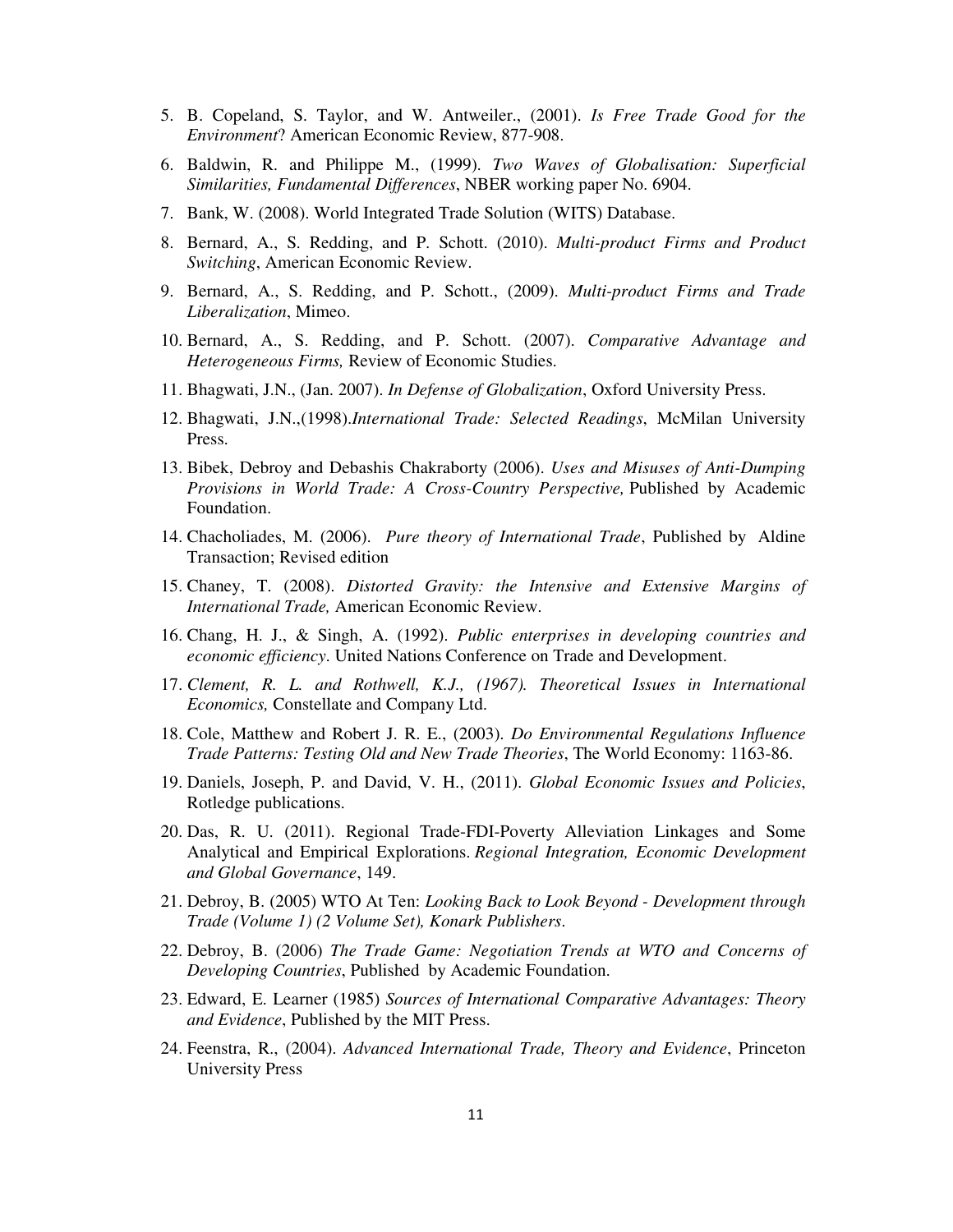5. B. Copeland, S. Taylor, and W. Antweiler., (2001). *Is Free Trade Good for the Environment*? American Economic Review, 877-908.
6. Baldwin, R. and Philippe M., (1999). *Two Waves of Globalisation: Superficial Similarities, Fundamental Differences*, NBER working paper No. 6904.
7. Bank, W. (2008). World Integrated Trade Solution (WITS) Database.
8. Bernard, A., S. Redding, and P. Schott. (2010). *Multi-product Firms and Product Switching*, American Economic Review.
9. Bernard, A., S. Redding, and P. Schott., (2009). *Multi-product Firms and Trade Liberalization*, Mimeo.
10. Bernard, A., S. Redding, and P. Schott. (2007). *Comparative Advantage and Heterogeneous Firms,* Review of Economic Studies.
11. Bhagwati, J.N., (Jan. 2007). *In Defense of Globalization*, Oxford University Press.
12. Bhagwati, J.N.,(1998).*International Trade: Selected Readings*, McMilan University Press.
13. Bibek, Debroy and Debashis Chakraborty (2006). *Uses and Misuses of Anti-Dumping Provisions in World Trade: A Cross-Country Perspective,* Published by Academic Foundation.
14. Chacholiades, M. (2006). *Pure theory of International Trade*, Published by Aldine Transaction; Revised edition
15. Chaney, T. (2008). *Distorted Gravity: the Intensive and Extensive Margins of International Trade,* American Economic Review.
16. Chang, H. J., & Singh, A. (1992). *Public enterprises in developing countries and economic efficiency*. United Nations Conference on Trade and Development.
17. *Clement, R. L. and Rothwell, K.J., (1967). Theoretical Issues in International Economics,* Constellate and Company Ltd.
18. Cole, Matthew and Robert J. R. E., (2003). *Do Environmental Regulations Influence Trade Patterns: Testing Old and New Trade Theories*, The World Economy: 1163-86.
19. Daniels, Joseph, P. and David, V. H., (2011). *Global Economic Issues and Policies*, Rotledge publications.
20. Das, R. U. (2011). Regional Trade-FDI-Poverty Alleviation Linkages and Some Analytical and Empirical Explorations. *Regional Integration, Economic Development and Global Governance*, 149.
21. Debroy, B. (2005) WTO At Ten: *Looking Back to Look Beyond - Development through Trade (Volume 1) (2 Volume Set), Konark Publishers*.
22. Debroy, B. (2006) *The Trade Game: Negotiation Trends at WTO and Concerns of Developing Countries*, Published by Academic Foundation.
23. Edward, E. Learner (1985) *Sources of International Comparative Advantages: Theory and Evidence*, Published by the MIT Press.
24. Feenstra, R., (2004). *Advanced International Trade, Theory and Evidence*, Princeton University Press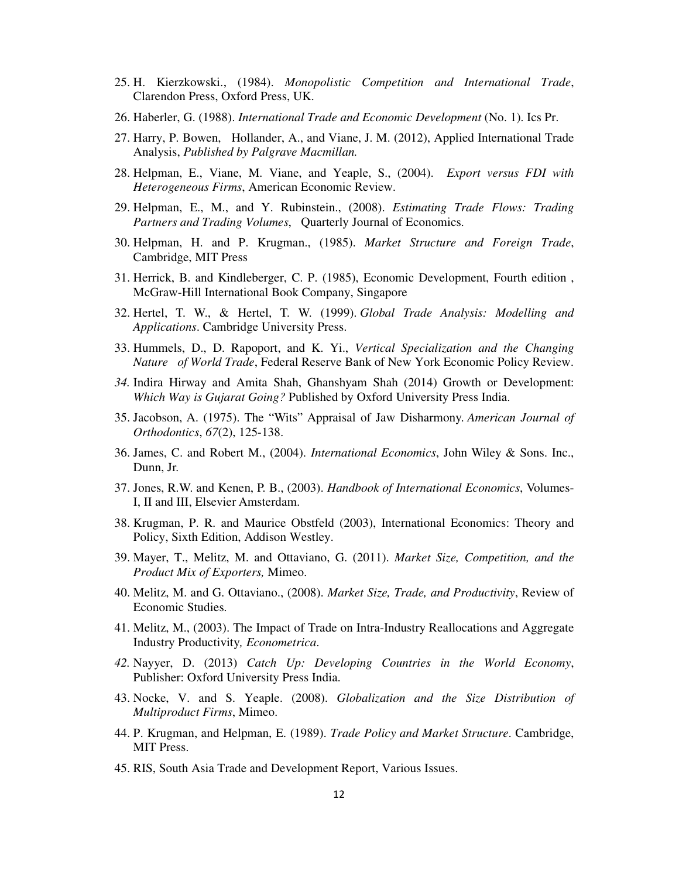25. H. Kierzkowski., (1984). *Monopolistic Competition and International Trade*, Clarendon Press, Oxford Press, UK.
26. Haberler, G. (1988). *International Trade and Economic Development* (No. 1). Ics Pr.
27. Harry, P. Bowen, Hollander, A., and Viane, J. M. (2012), Applied International Trade Analysis, *Published by Palgrave Macmillan.*
28. Helpman, E., Viane, M. Viane, and Yeaple, S., (2004). *Export versus FDI with Heterogeneous Firms*, American Economic Review.
29. Helpman, E., M., and Y. Rubinstein., (2008). *Estimating Trade Flows: Trading Partners and Trading Volumes*, Quarterly Journal of Economics.
30. Helpman, H. and P. Krugman., (1985). *Market Structure and Foreign Trade*, Cambridge, MIT Press
31. Herrick, B. and Kindleberger, C. P. (1985), Economic Development, Fourth edition , McGraw-Hill International Book Company, Singapore
32. Hertel, T. W., & Hertel, T. W. (1999). *Global Trade Analysis: Modelling and Applications*. Cambridge University Press.
33. Hummels, D., D. Rapoport, and K. Yi., *Vertical Specialization and the Changing Nature of World Trade*, Federal Reserve Bank of New York Economic Policy Review.
34. Indira Hirway and Amita Shah, Ghanshyam Shah (2014) Growth or Development: *Which Way is Gujarat Going?* Published by Oxford University Press India.
35. Jacobson, A. (1975). The "Wits" Appraisal of Jaw Disharmony. *American Journal of Orthodontics*, *67*(2), 125-138.
36. James, C. and Robert M., (2004). *International Economics*, John Wiley & Sons. Inc., Dunn, Jr.
37. Jones, R.W. and Kenen, P. B., (2003). *Handbook of International Economics*, Volumes-I, II and III, Elsevier Amsterdam.
38. Krugman, P. R. and Maurice Obstfeld (2003), International Economics: Theory and Policy, Sixth Edition, Addison Westley.
39. Mayer, T., Melitz, M. and Ottaviano, G. (2011). *Market Size, Competition, and the Product Mix of Exporters,* Mimeo.
40. Melitz, M. and G. Ottaviano., (2008). *Market Size, Trade, and Productivity*, Review of Economic Studies.
41. Melitz, M., (2003). The Impact of Trade on Intra-Industry Reallocations and Aggregate Industry Productivity*, Econometrica*.
42. Nayyer, D. (2013) *Catch Up: Developing Countries in the World Economy*, Publisher: Oxford University Press India.
43. Nocke, V. and S. Yeaple. (2008). *Globalization and the Size Distribution of Multiproduct Firms*, Mimeo.
44. P. Krugman, and Helpman, E. (1989). *Trade Policy and Market Structure*. Cambridge, MIT Press.
45. RIS, South Asia Trade and Development Report, Various Issues.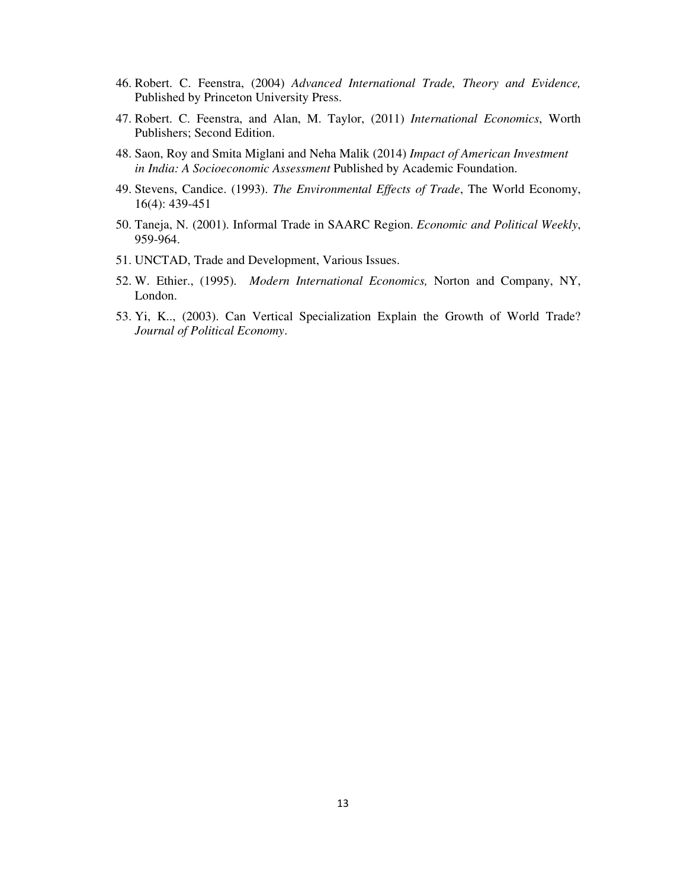46. Robert. C. Feenstra, (2004) *Advanced International Trade, Theory and Evidence,* Published by Princeton University Press.
47. Robert. C. Feenstra, and Alan, M. Taylor, (2011) *International Economics*, Worth Publishers; Second Edition.
48. Saon, Roy and Smita Miglani and Neha Malik (2014) *Impact of American Investment in India: A Socioeconomic Assessment* Published by Academic Foundation.
49. Stevens, Candice. (1993). *The Environmental Effects of Trade*, The World Economy, 16(4): 439-451
50. Taneja, N. (2001). Informal Trade in SAARC Region. *Economic and Political Weekly*, 959-964.
51. UNCTAD, Trade and Development, Various Issues.
52. W. Ethier., (1995). *Modern International Economics,* Norton and Company, NY, London.
53. Yi, K.., (2003). Can Vertical Specialization Explain the Growth of World Trade? *Journal of Political Economy*.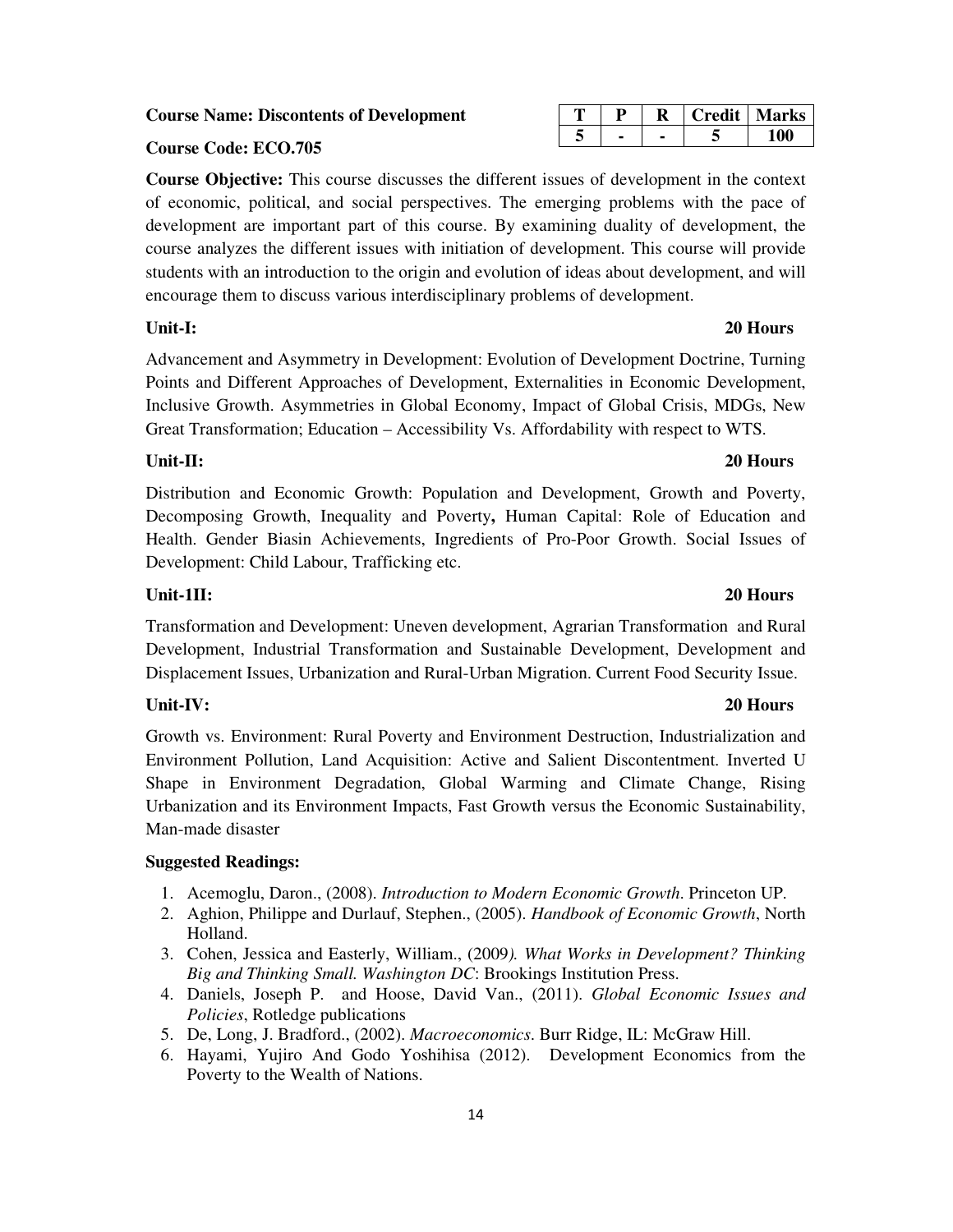**Course Name: Discontents of Development**

**Course Code: ECO.705**

| T | P | R | Credit | Marks |
|---|---|---|---|---|
| 5 | - | - | 5 | 100 |

**Course Objective:** This course discusses the different issues of development in the context of economic, political, and social perspectives. The emerging problems with the pace of development are important part of this course. By examining duality of development, the course analyzes the different issues with initiation of development. This course will provide students with an introduction to the origin and evolution of ideas about development, and will encourage them to discuss various interdisciplinary problems of development.

**Unit-I: 20 Hours**

Advancement and Asymmetry in Development: Evolution of Development Doctrine, Turning Points and Different Approaches of Development, Externalities in Economic Development, Inclusive Growth. Asymmetries in Global Economy, Impact of Global Crisis, MDGs, New Great Transformation; Education – Accessibility Vs. Affordability with respect to WTS.

**Unit-II: 20 Hours**

Distribution and Economic Growth: Population and Development, Growth and Poverty, Decomposing Growth, Inequality and Poverty**,** Human Capital: Role of Education and Health. Gender Biasin Achievements, Ingredients of Pro-Poor Growth. Social Issues of Development: Child Labour, Trafficking etc.

**Unit-1II: 20 Hours**

Transformation and Development: Uneven development, Agrarian Transformation and Rural Development, Industrial Transformation and Sustainable Development, Development and Displacement Issues, Urbanization and Rural-Urban Migration. Current Food Security Issue.

**Unit-IV: 20 Hours**

Growth vs. Environment: Rural Poverty and Environment Destruction, Industrialization and Environment Pollution, Land Acquisition: Active and Salient Discontentment. Inverted U Shape in Environment Degradation, Global Warming and Climate Change, Rising Urbanization and its Environment Impacts, Fast Growth versus the Economic Sustainability, Man-made disaster

**Suggested Readings:**

1. Acemoglu, Daron., (2008). *Introduction to Modern Economic Growth*. Princeton UP.
2. Aghion, Philippe and Durlauf, Stephen., (2005). *Handbook of Economic Growth*, North Holland.
3. Cohen, Jessica and Easterly, William., (2009*). What Works in Development? Thinking Big and Thinking Small. Washington DC*: Brookings Institution Press.
4. Daniels, Joseph P. and Hoose, David Van., (2011). *Global Economic Issues and Policies*, Rotledge publications
5. De, Long, J. Bradford., (2002). *Macroeconomics*. Burr Ridge, IL: McGraw Hill.
6. Hayami, Yujiro And Godo Yoshihisa (2012). Development Economics from the Poverty to the Wealth of Nations.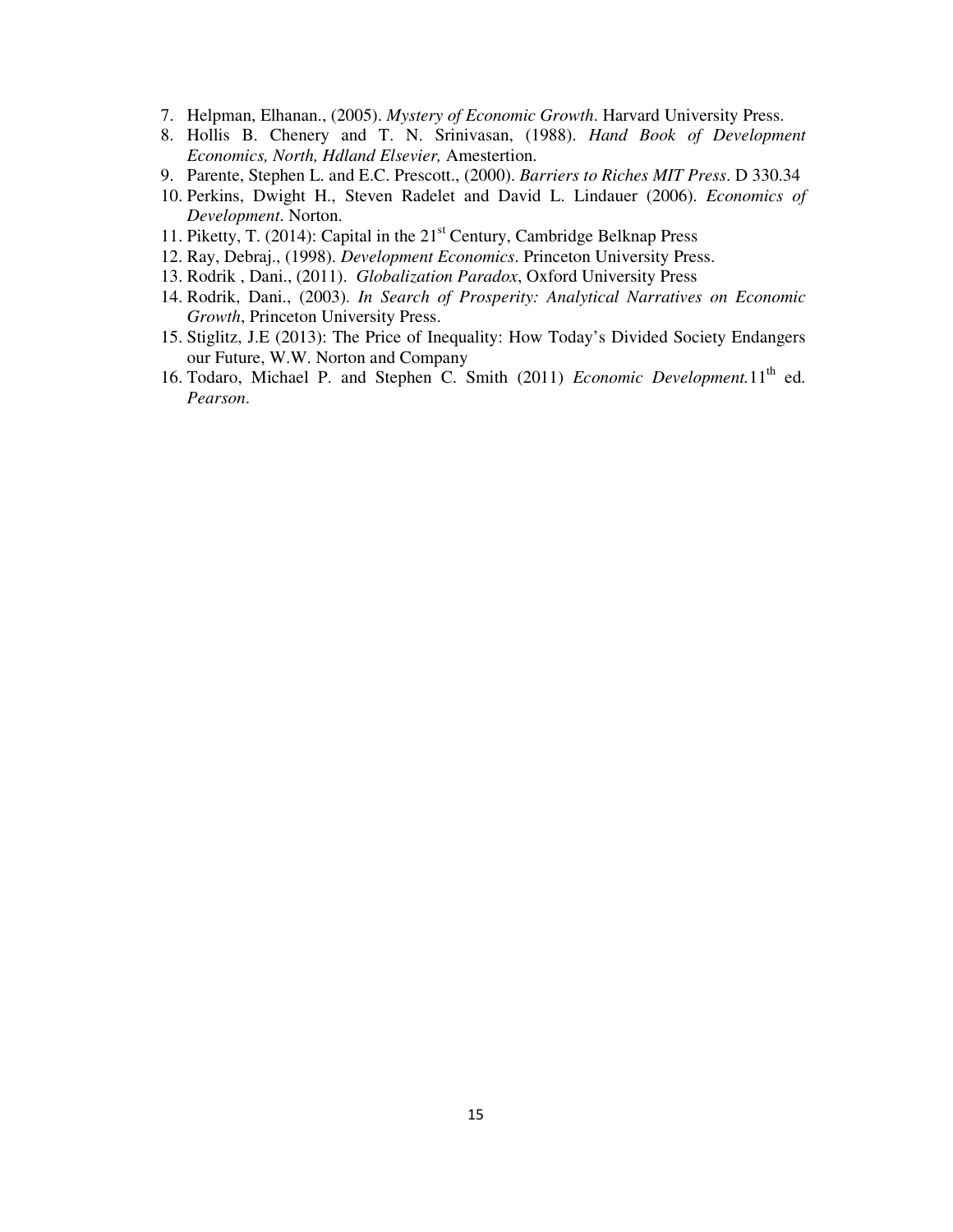7. Helpman, Elhanan., (2005). *Mystery of Economic Growth*. Harvard University Press.
8. Hollis B. Chenery and T. N. Srinivasan, (1988). *Hand Book of Development Economics, North, Hdland Elsevier,* Amestertion.
9. Parente, Stephen L. and E.C. Prescott., (2000). *Barriers to Riches MIT Press*. D 330.34
10. Perkins, Dwight H., Steven Radelet and David L. Lindauer (2006). *Economics of Development*. Norton.
11. Piketty, T. (2014): Capital in the 21st Century, Cambridge Belknap Press
12. Ray, Debraj., (1998). *Development Economics*. Princeton University Press.
13. Rodrik , Dani., (2011). *Globalization Paradox*, Oxford University Press
14. Rodrik, Dani., (2003). *In Search of Prosperity: Analytical Narratives on Economic Growth*, Princeton University Press.
15. Stiglitz, J.E (2013): The Price of Inequality: How Today's Divided Society Endangers our Future, W.W. Norton and Company
16. Todaro, Michael P. and Stephen C. Smith (2011) *Economic Development.*11th ed. *Pearson*.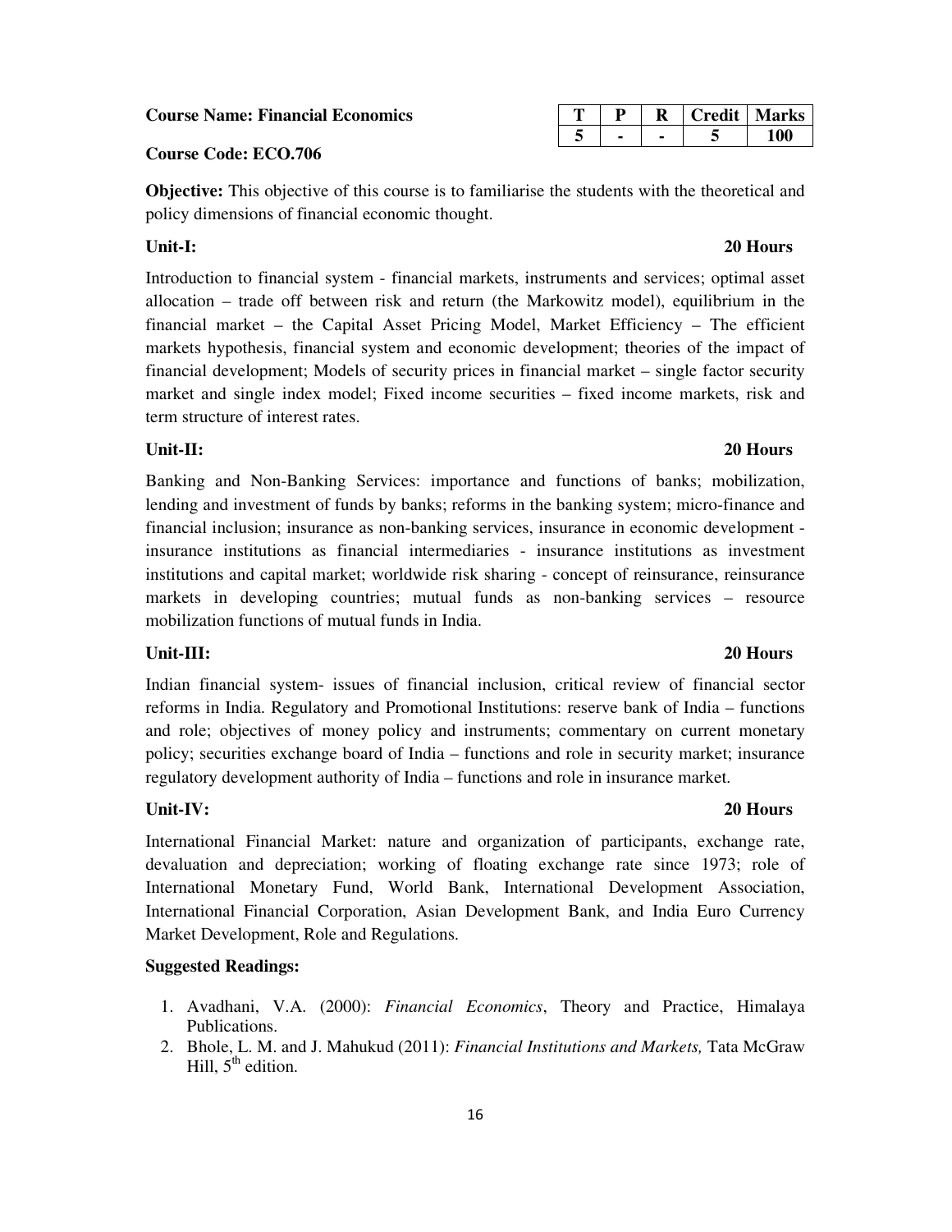**Course Name: Financial Economics**

| T | P | R | Credit | Marks |
|---|---|---|---|---|
| 5 | - | - | 5 | 100 |

**Course Code: ECO.706**

**Objective:** This objective of this course is to familiarise the students with the theoretical and policy dimensions of financial economic thought.

**Unit-I:** **20 Hours**

Introduction to financial system - financial markets, instruments and services; optimal asset allocation – trade off between risk and return (the Markowitz model), equilibrium in the financial market – the Capital Asset Pricing Model, Market Efficiency – The efficient markets hypothesis, financial system and economic development; theories of the impact of financial development; Models of security prices in financial market – single factor security market and single index model; Fixed income securities – fixed income markets, risk and term structure of interest rates.

**Unit-II:** **20 Hours**

Banking and Non-Banking Services: importance and functions of banks; mobilization, lending and investment of funds by banks; reforms in the banking system; micro-finance and financial inclusion; insurance as non-banking services, insurance in economic development - insurance institutions as financial intermediaries - insurance institutions as investment institutions and capital market; worldwide risk sharing - concept of reinsurance, reinsurance markets in developing countries; mutual funds as non-banking services – resource mobilization functions of mutual funds in India.

**Unit-III:** **20 Hours**

Indian financial system- issues of financial inclusion, critical review of financial sector reforms in India. Regulatory and Promotional Institutions: reserve bank of India – functions and role; objectives of money policy and instruments; commentary on current monetary policy; securities exchange board of India – functions and role in security market; insurance regulatory development authority of India – functions and role in insurance market.

**Unit-IV:** **20 Hours**

International Financial Market: nature and organization of participants, exchange rate, devaluation and depreciation; working of floating exchange rate since 1973; role of International Monetary Fund, World Bank, International Development Association, International Financial Corporation, Asian Development Bank, and India Euro Currency Market Development, Role and Regulations.

**Suggested Readings:**

1. Avadhani, V.A. (2000): *Financial Economics*, Theory and Practice, Himalaya Publications.
2. Bhole, L. M. and J. Mahukud (2011): *Financial Institutions and Markets,* Tata McGraw Hill, 5th edition.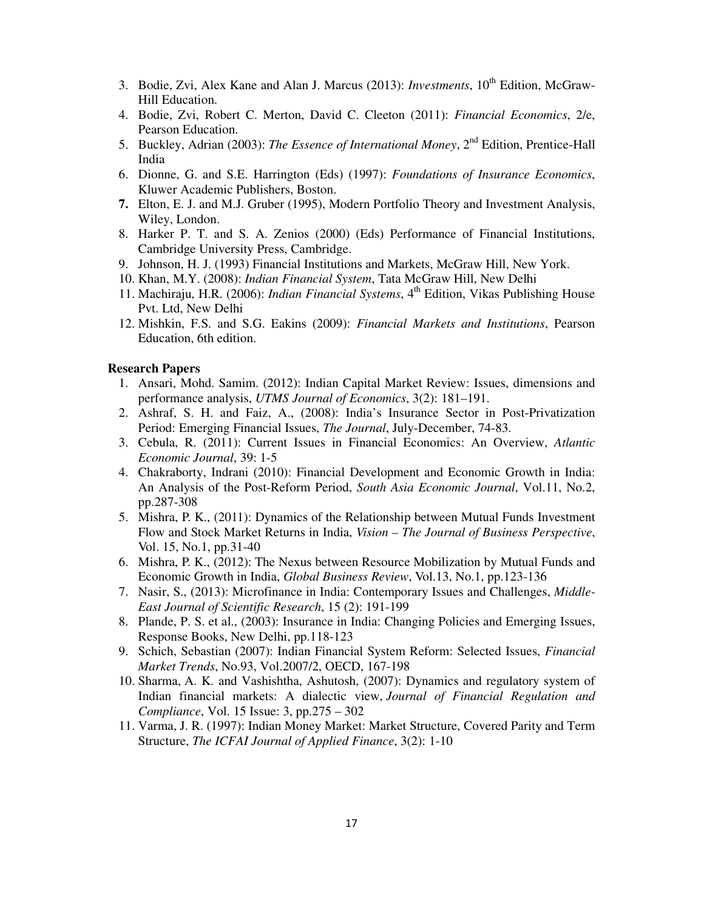3. Bodie, Zvi, Alex Kane and Alan J. Marcus (2013): *Investments*, 10th Edition, McGraw-Hill Education.
4. Bodie, Zvi, Robert C. Merton, David C. Cleeton (2011): *Financial Economics*, 2/e, Pearson Education.
5. Buckley, Adrian (2003): *The Essence of International Money*, 2nd Edition, Prentice-Hall India
6. Dionne, G. and S.E. Harrington (Eds) (1997): *Foundations of Insurance Economics*, Kluwer Academic Publishers, Boston.
7. Elton, E. J. and M.J. Gruber (1995), Modern Portfolio Theory and Investment Analysis, Wiley, London.
8. Harker P. T. and S. A. Zenios (2000) (Eds) Performance of Financial Institutions, Cambridge University Press, Cambridge.
9. Johnson, H. J. (1993) Financial Institutions and Markets, McGraw Hill, New York.
10. Khan, M.Y. (2008): *Indian Financial System*, Tata McGraw Hill, New Delhi
11. Machiraju, H.R. (2006): *Indian Financial Systems*, 4th Edition, Vikas Publishing House Pvt. Ltd, New Delhi
12. Mishkin, F.S. and S.G. Eakins (2009): *Financial Markets and Institutions*, Pearson Education, 6th edition.

**Research Papers**

1. Ansari, Mohd. Samim. (2012): Indian Capital Market Review: Issues, dimensions and performance analysis, *UTMS Journal of Economics*, 3(2): 181–191.
2. Ashraf, S. H. and Faiz, A., (2008): India's Insurance Sector in Post-Privatization Period: Emerging Financial Issues, *The Journal*, July-December, 74-83.
3. Cebula, R. (2011): Current Issues in Financial Economics: An Overview, *Atlantic Economic Journal*, 39: 1-5
4. Chakraborty, Indrani (2010): Financial Development and Economic Growth in India: An Analysis of the Post-Reform Period, *South Asia Economic Journal*, Vol.11, No.2, pp.287-308
5. Mishra, P. K., (2011): Dynamics of the Relationship between Mutual Funds Investment Flow and Stock Market Returns in India, *Vision – The Journal of Business Perspective*, Vol. 15, No.1, pp.31-40
6. Mishra, P. K., (2012): The Nexus between Resource Mobilization by Mutual Funds and Economic Growth in India, *Global Business Review*, Vol.13, No.1, pp.123-136
7. Nasir, S., (2013): Microfinance in India: Contemporary Issues and Challenges, *Middle-East Journal of Scientific Research*, 15 (2): 191-199
8. Plande, P. S. et al., (2003): Insurance in India: Changing Policies and Emerging Issues, Response Books, New Delhi, pp.118-123
9. Schich, Sebastian (2007): Indian Financial System Reform: Selected Issues, *Financial Market Trends*, No.93, Vol.2007/2, OECD, 167-198
10. Sharma, A. K. and Vashishtha, Ashutosh, (2007): Dynamics and regulatory system of Indian financial markets: A dialectic view, *Journal of Financial Regulation and Compliance*, Vol. 15 Issue: 3, pp.275 – 302
11. Varma, J. R. (1997): Indian Money Market: Market Structure, Covered Parity and Term Structure, *The ICFAI Journal of Applied Finance*, 3(2): 1-10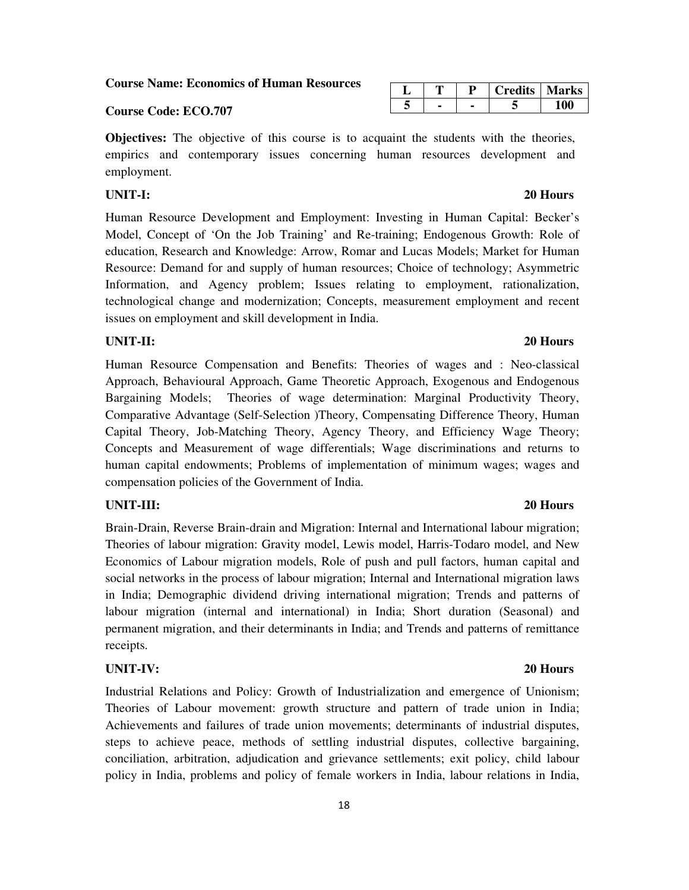**Course Name: Economics of Human Resources**

**Course Code: ECO.707**

| L | T | P | Credits | Marks |
|---|---|---|---|---|
| 5 | - | - | 5 | 100 |

**Objectives:** The objective of this course is to acquaint the students with the theories, empirics and contemporary issues concerning human resources development and employment.

**UNIT-I: 20 Hours**

Human Resource Development and Employment: Investing in Human Capital: Becker's Model, Concept of 'On the Job Training' and Re-training; Endogenous Growth: Role of education, Research and Knowledge: Arrow, Romar and Lucas Models; Market for Human Resource: Demand for and supply of human resources; Choice of technology; Asymmetric Information, and Agency problem; Issues relating to employment, rationalization, technological change and modernization; Concepts, measurement employment and recent issues on employment and skill development in India.

**UNIT-II: 20 Hours**

Human Resource Compensation and Benefits: Theories of wages and : Neo-classical Approach, Behavioural Approach, Game Theoretic Approach, Exogenous and Endogenous Bargaining Models; Theories of wage determination: Marginal Productivity Theory, Comparative Advantage (Self-Selection )Theory, Compensating Difference Theory, Human Capital Theory, Job-Matching Theory, Agency Theory, and Efficiency Wage Theory; Concepts and Measurement of wage differentials; Wage discriminations and returns to human capital endowments; Problems of implementation of minimum wages; wages and compensation policies of the Government of India.

**UNIT-III: 20 Hours**

Brain-Drain, Reverse Brain-drain and Migration: Internal and International labour migration; Theories of labour migration: Gravity model, Lewis model, Harris-Todaro model, and New Economics of Labour migration models, Role of push and pull factors, human capital and social networks in the process of labour migration; Internal and International migration laws in India; Demographic dividend driving international migration; Trends and patterns of labour migration (internal and international) in India; Short duration (Seasonal) and permanent migration, and their determinants in India; and Trends and patterns of remittance receipts.

**UNIT-IV: 20 Hours**

Industrial Relations and Policy: Growth of Industrialization and emergence of Unionism; Theories of Labour movement: growth structure and pattern of trade union in India; Achievements and failures of trade union movements; determinants of industrial disputes, steps to achieve peace, methods of settling industrial disputes, collective bargaining, conciliation, arbitration, adjudication and grievance settlements; exit policy, child labour policy in India, problems and policy of female workers in India, labour relations in India,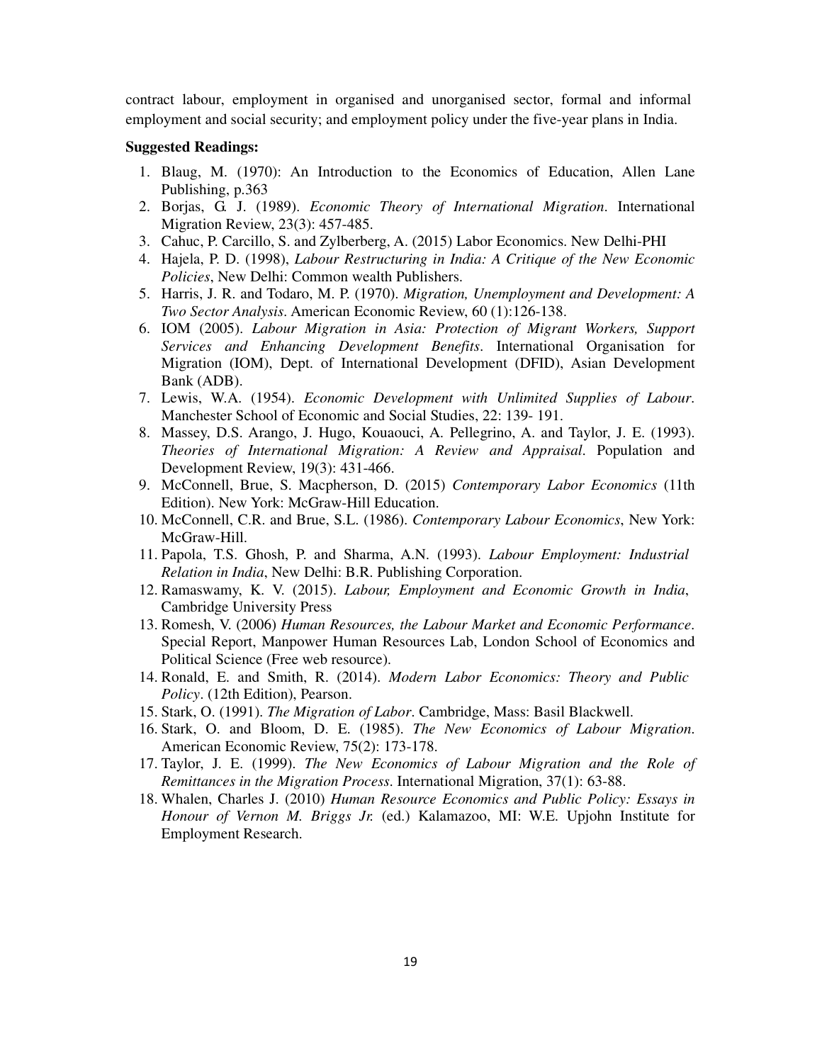contract labour, employment in organised and unorganised sector, formal and informal employment and social security; and employment policy under the five-year plans in India.

**Suggested Readings:**

1. Blaug, M. (1970): An Introduction to the Economics of Education, Allen Lane Publishing, p.363
2. Borjas, G. J. (1989). *Economic Theory of International Migration*. International Migration Review, 23(3): 457-485.
3. Cahuc, P. Carcillo, S. and Zylberberg, A. (2015) Labor Economics. New Delhi-PHI
4. Hajela, P. D. (1998), *Labour Restructuring in India: A Critique of the New Economic Policies*, New Delhi: Common wealth Publishers.
5. Harris, J. R. and Todaro, M. P. (1970). *Migration, Unemployment and Development: A Two Sector Analysis*. American Economic Review, 60 (1):126-138.
6. IOM (2005). *Labour Migration in Asia: Protection of Migrant Workers, Support Services and Enhancing Development Benefits*. International Organisation for Migration (IOM), Dept. of International Development (DFID), Asian Development Bank (ADB).
7. Lewis, W.A. (1954). *Economic Development with Unlimited Supplies of Labour*. Manchester School of Economic and Social Studies, 22: 139- 191.
8. Massey, D.S. Arango, J. Hugo, Kouaouci, A. Pellegrino, A. and Taylor, J. E. (1993). *Theories of International Migration: A Review and Appraisal*. Population and Development Review, 19(3): 431-466.
9. McConnell, Brue, S. Macpherson, D. (2015) *Contemporary Labor Economics* (11th Edition). New York: McGraw-Hill Education.
10. McConnell, C.R. and Brue, S.L. (1986). *Contemporary Labour Economics*, New York: McGraw-Hill.
11. Papola, T.S. Ghosh, P. and Sharma, A.N. (1993). *Labour Employment: Industrial Relation in India*, New Delhi: B.R. Publishing Corporation.
12. Ramaswamy, K. V. (2015). *Labour, Employment and Economic Growth in India*, Cambridge University Press
13. Romesh, V. (2006) *Human Resources, the Labour Market and Economic Performance*. Special Report, Manpower Human Resources Lab, London School of Economics and Political Science (Free web resource).
14. Ronald, E. and Smith, R. (2014). *Modern Labor Economics: Theory and Public Policy*. (12th Edition), Pearson.
15. Stark, O. (1991). *The Migration of Labor*. Cambridge, Mass: Basil Blackwell.
16. Stark, O. and Bloom, D. E. (1985). *The New Economics of Labour Migration*. American Economic Review, 75(2): 173-178.
17. Taylor, J. E. (1999). *The New Economics of Labour Migration and the Role of Remittances in the Migration Process*. International Migration, 37(1): 63-88.
18. Whalen, Charles J. (2010) *Human Resource Economics and Public Policy: Essays in Honour of Vernon M. Briggs Jr.* (ed.) Kalamazoo, MI: W.E. Upjohn Institute for Employment Research.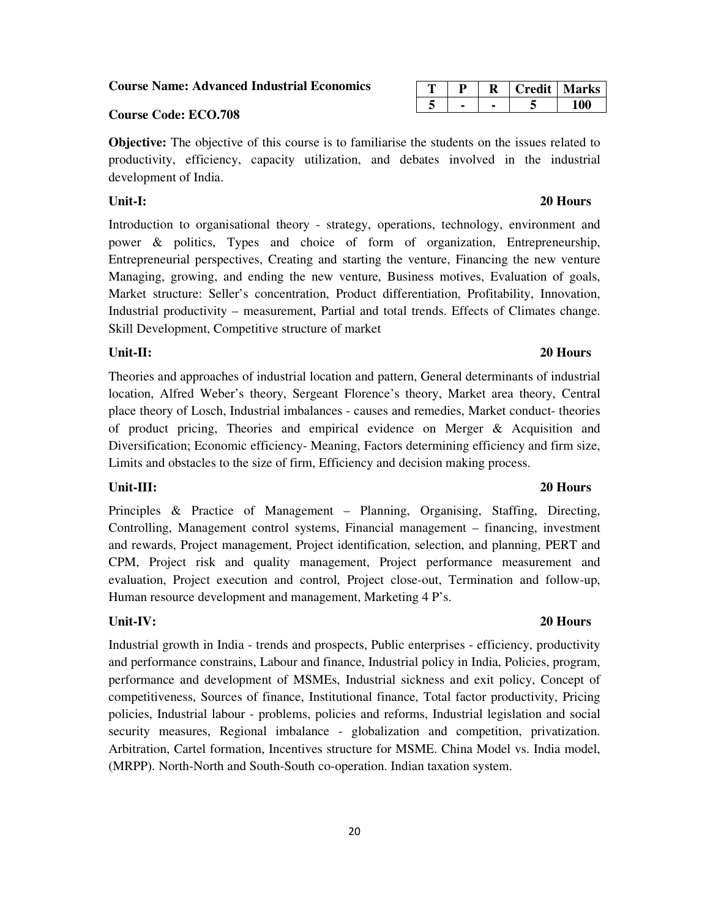**Course Name: Advanced Industrial Economics**

**Course Code: ECO.708**

| T | P | R | Credit | Marks |
|---|---|---|---|---|
| 5 | - | - | 5 | 100 |

**Objective:** The objective of this course is to familiarise the students on the issues related to productivity, efficiency, capacity utilization, and debates involved in the industrial development of India.

**Unit-I:** **20 Hours**

Introduction to organisational theory - strategy, operations, technology, environment and power & politics, Types and choice of form of organization, Entrepreneurship, Entrepreneurial perspectives, Creating and starting the venture, Financing the new venture Managing, growing, and ending the new venture, Business motives, Evaluation of goals, Market structure: Seller's concentration, Product differentiation, Profitability, Innovation, Industrial productivity – measurement, Partial and total trends. Effects of Climates change. Skill Development, Competitive structure of market

**Unit-II:** **20 Hours**

Theories and approaches of industrial location and pattern, General determinants of industrial location, Alfred Weber's theory, Sergeant Florence's theory, Market area theory, Central place theory of Losch, Industrial imbalances - causes and remedies, Market conduct- theories of product pricing, Theories and empirical evidence on Merger & Acquisition and Diversification; Economic efficiency- Meaning, Factors determining efficiency and firm size, Limits and obstacles to the size of firm, Efficiency and decision making process.

**Unit-III:** **20 Hours**

Principles & Practice of Management – Planning, Organising, Staffing, Directing, Controlling, Management control systems, Financial management – financing, investment and rewards, Project management, Project identification, selection, and planning, PERT and CPM, Project risk and quality management, Project performance measurement and evaluation, Project execution and control, Project close-out, Termination and follow-up, Human resource development and management, Marketing 4 P's.

**Unit-IV:** **20 Hours**

Industrial growth in India - trends and prospects, Public enterprises - efficiency, productivity and performance constrains, Labour and finance, Industrial policy in India, Policies, program, performance and development of MSMEs, Industrial sickness and exit policy, Concept of competitiveness, Sources of finance, Institutional finance, Total factor productivity, Pricing policies, Industrial labour - problems, policies and reforms, Industrial legislation and social security measures, Regional imbalance - globalization and competition, privatization. Arbitration, Cartel formation, Incentives structure for MSME. China Model vs. India model, (MRPP). North-North and South-South co-operation. Indian taxation system.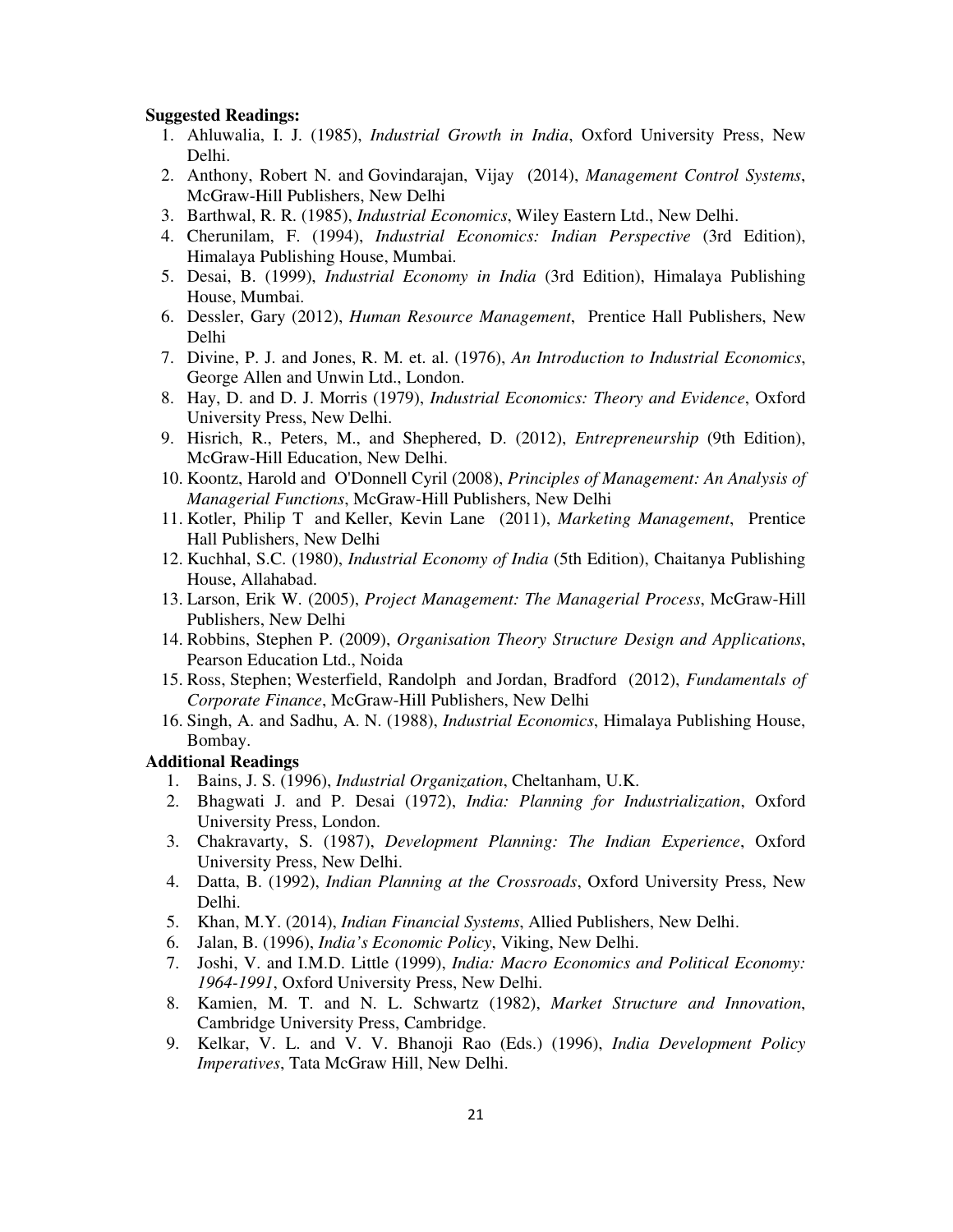**Suggested Readings:**

1. Ahluwalia, I. J. (1985), *Industrial Growth in India*, Oxford University Press, New Delhi.
2. Anthony, Robert N. and Govindarajan, Vijay (2014), *Management Control Systems*, McGraw-Hill Publishers, New Delhi
3. Barthwal, R. R. (1985), *Industrial Economics*, Wiley Eastern Ltd., New Delhi.
4. Cherunilam, F. (1994), *Industrial Economics: Indian Perspective* (3rd Edition), Himalaya Publishing House, Mumbai.
5. Desai, B. (1999), *Industrial Economy in India* (3rd Edition), Himalaya Publishing House, Mumbai.
6. Dessler, Gary (2012), *Human Resource Management*, Prentice Hall Publishers, New Delhi
7. Divine, P. J. and Jones, R. M. et. al. (1976), *An Introduction to Industrial Economics*, George Allen and Unwin Ltd., London.
8. Hay, D. and D. J. Morris (1979), *Industrial Economics: Theory and Evidence*, Oxford University Press, New Delhi.
9. Hisrich, R., Peters, M., and Shephered, D. (2012), *Entrepreneurship* (9th Edition), McGraw-Hill Education, New Delhi.
10. Koontz, Harold and O'Donnell Cyril (2008), *Principles of Management: An Analysis of Managerial Functions*, McGraw-Hill Publishers, New Delhi
11. Kotler, Philip T and Keller, Kevin Lane (2011), *Marketing Management*, Prentice Hall Publishers, New Delhi
12. Kuchhal, S.C. (1980), *Industrial Economy of India* (5th Edition), Chaitanya Publishing House, Allahabad.
13. Larson, Erik W. (2005), *Project Management: The Managerial Process*, McGraw-Hill Publishers, New Delhi
14. Robbins, Stephen P. (2009), *Organisation Theory Structure Design and Applications*, Pearson Education Ltd., Noida
15. Ross, Stephen; Westerfield, Randolph and Jordan, Bradford (2012), *Fundamentals of Corporate Finance*, McGraw-Hill Publishers, New Delhi
16. Singh, A. and Sadhu, A. N. (1988), *Industrial Economics*, Himalaya Publishing House, Bombay.

**Additional Readings**

1. Bains, J. S. (1996), *Industrial Organization*, Cheltanham, U.K.
2. Bhagwati J. and P. Desai (1972), *India: Planning for Industrialization*, Oxford University Press, London.
3. Chakravarty, S. (1987), *Development Planning: The Indian Experience*, Oxford University Press, New Delhi.
4. Datta, B. (1992), *Indian Planning at the Crossroads*, Oxford University Press, New Delhi.
5. Khan, M.Y. (2014), *Indian Financial Systems*, Allied Publishers, New Delhi.
6. Jalan, B. (1996), *India's Economic Policy*, Viking, New Delhi.
7. Joshi, V. and I.M.D. Little (1999), *India: Macro Economics and Political Economy: 1964-1991*, Oxford University Press, New Delhi.
8. Kamien, M. T. and N. L. Schwartz (1982), *Market Structure and Innovation*, Cambridge University Press, Cambridge.
9. Kelkar, V. L. and V. V. Bhanoji Rao (Eds.) (1996), *India Development Policy Imperatives*, Tata McGraw Hill, New Delhi.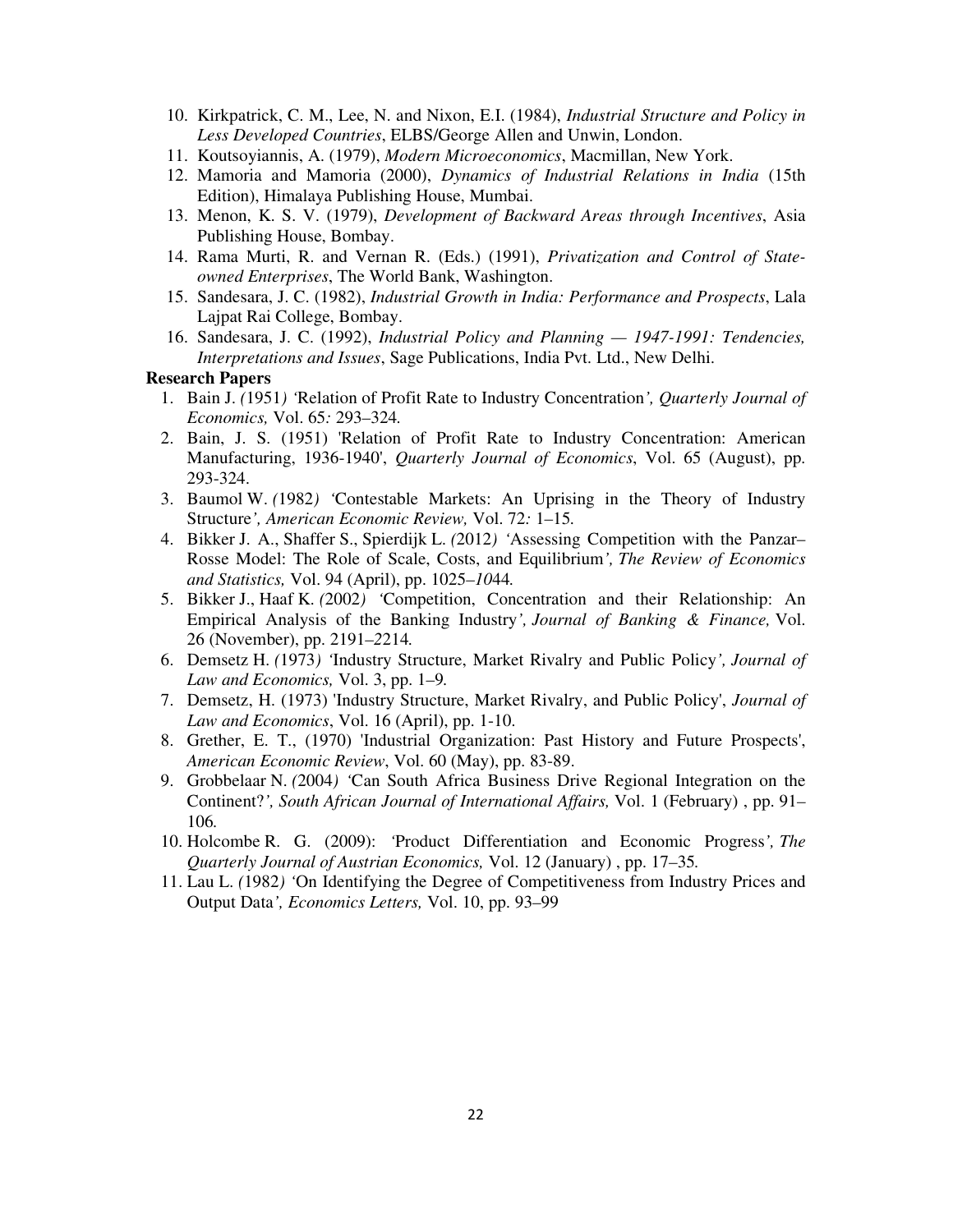10. Kirkpatrick, C. M., Lee, N. and Nixon, E.I. (1984), *Industrial Structure and Policy in Less Developed Countries*, ELBS/George Allen and Unwin, London.
11. Koutsoyiannis, A. (1979), *Modern Microeconomics*, Macmillan, New York.
12. Mamoria and Mamoria (2000), *Dynamics of Industrial Relations in India* (15th Edition), Himalaya Publishing House, Mumbai.
13. Menon, K. S. V. (1979), *Development of Backward Areas through Incentives*, Asia Publishing House, Bombay.
14. Rama Murti, R. and Vernan R. (Eds.) (1991), *Privatization and Control of State-owned Enterprises*, The World Bank, Washington.
15. Sandesara, J. C. (1982), *Industrial Growth in India: Performance and Prospects*, Lala Lajpat Rai College, Bombay.
16. Sandesara, J. C. (1992), *Industrial Policy and Planning — 1947-1991: Tendencies, Interpretations and Issues*, Sage Publications, India Pvt. Ltd., New Delhi.

**Research Papers**

1. Bain J. (1951) 'Relation of Profit Rate to Industry Concentration', *Quarterly Journal of Economics,* Vol. 65: 293–324.
2. Bain, J. S. (1951) 'Relation of Profit Rate to Industry Concentration: American Manufacturing, 1936-1940', *Quarterly Journal of Economics*, Vol. 65 (August), pp. 293-324.
3. Baumol W. (1982) 'Contestable Markets: An Uprising in the Theory of Industry Structure', *American Economic Review,* Vol. 72: 1–15.
4. Bikker J. A., Shaffer S., Spierdijk L. (2012) 'Assessing Competition with the Panzar–Rosse Model: The Role of Scale, Costs, and Equilibrium', *The Review of Economics and Statistics,* Vol. 94 (April), pp. 1025–1044.
5. Bikker J., Haaf K. (2002) 'Competition, Concentration and their Relationship: An Empirical Analysis of the Banking Industry', *Journal of Banking & Finance,* Vol. 26 (November), pp. 2191–2214.
6. Demsetz H. (1973) 'Industry Structure, Market Rivalry and Public Policy', *Journal of Law and Economics,* Vol. 3, pp. 1–9.
7. Demsetz, H. (1973) 'Industry Structure, Market Rivalry, and Public Policy', *Journal of Law and Economics*, Vol. 16 (April), pp. 1-10.
8. Grether, E. T., (1970) 'Industrial Organization: Past History and Future Prospects', *American Economic Review*, Vol. 60 (May), pp. 83-89.
9. Grobbelaar N. (2004) 'Can South Africa Business Drive Regional Integration on the Continent?', *South African Journal of International Affairs,* Vol. 1 (February) , pp. 91–106.
10. Holcombe R. G. (2009): 'Product Differentiation and Economic Progress', *The Quarterly Journal of Austrian Economics,* Vol. 12 (January) , pp. 17–35.
11. Lau L. (1982) 'On Identifying the Degree of Competitiveness from Industry Prices and Output Data', *Economics Letters,* Vol. 10, pp. 93–99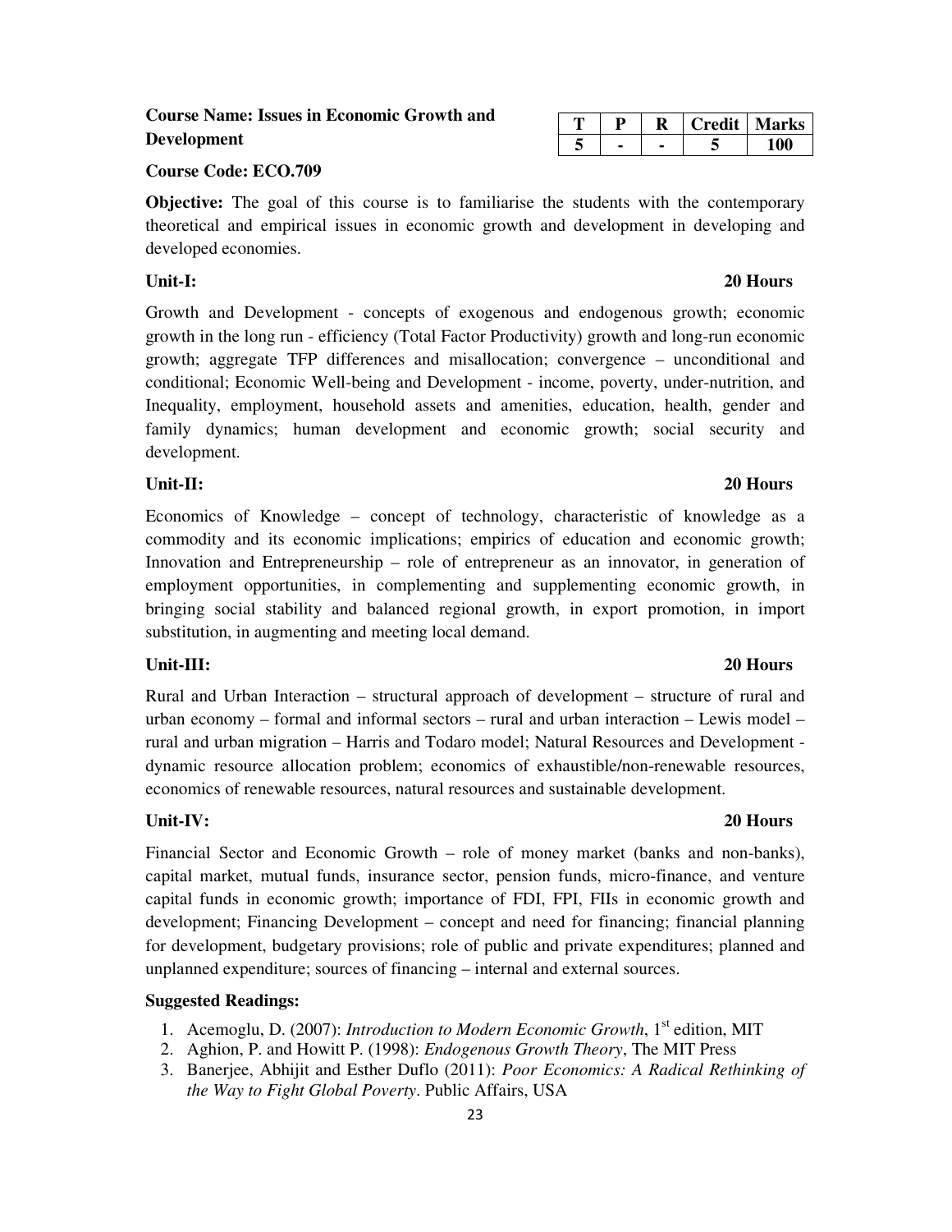**Course Name: Issues in Economic Growth and Development**

| T | P | R | Credit | Marks |
|---|---|---|---|---|
| 5 | - | - | 5 | 100 |

**Course Code: ECO.709**

**Objective:** The goal of this course is to familiarise the students with the contemporary theoretical and empirical issues in economic growth and development in developing and developed economies.

**Unit-I: 20 Hours**

Growth and Development - concepts of exogenous and endogenous growth; economic growth in the long run - efficiency (Total Factor Productivity) growth and long-run economic growth; aggregate TFP differences and misallocation; convergence – unconditional and conditional; Economic Well-being and Development - income, poverty, under-nutrition, and Inequality, employment, household assets and amenities, education, health, gender and family dynamics; human development and economic growth; social security and development.

**Unit-II: 20 Hours**

Economics of Knowledge – concept of technology, characteristic of knowledge as a commodity and its economic implications; empirics of education and economic growth; Innovation and Entrepreneurship – role of entrepreneur as an innovator, in generation of employment opportunities, in complementing and supplementing economic growth, in bringing social stability and balanced regional growth, in export promotion, in import substitution, in augmenting and meeting local demand.

**Unit-III: 20 Hours**

Rural and Urban Interaction – structural approach of development – structure of rural and urban economy – formal and informal sectors – rural and urban interaction – Lewis model – rural and urban migration – Harris and Todaro model; Natural Resources and Development - dynamic resource allocation problem; economics of exhaustible/non-renewable resources, economics of renewable resources, natural resources and sustainable development.

**Unit-IV: 20 Hours**

Financial Sector and Economic Growth – role of money market (banks and non-banks), capital market, mutual funds, insurance sector, pension funds, micro-finance, and venture capital funds in economic growth; importance of FDI, FPI, FIIs in economic growth and development; Financing Development – concept and need for financing; financial planning for development, budgetary provisions; role of public and private expenditures; planned and unplanned expenditure; sources of financing – internal and external sources.

**Suggested Readings:**

1. Acemoglu, D. (2007): *Introduction to Modern Economic Growth*, 1st edition, MIT
2. Aghion, P. and Howitt P. (1998): *Endogenous Growth Theory*, The MIT Press
3. Banerjee, Abhijit and Esther Duflo (2011): *Poor Economics: A Radical Rethinking of the Way to Fight Global Poverty*. Public Affairs, USA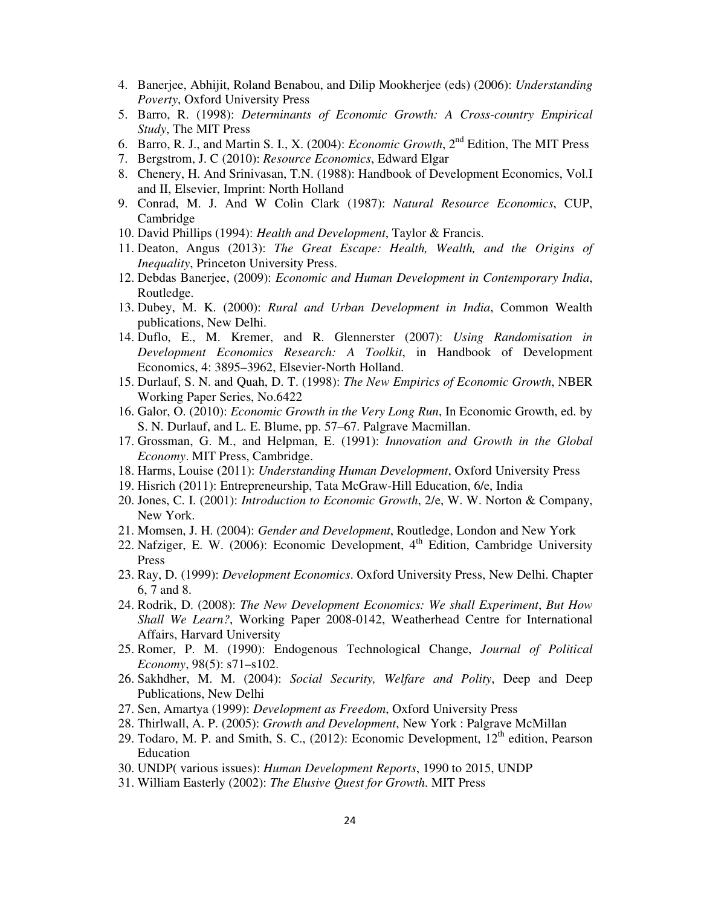4. Banerjee, Abhijit, Roland Benabou, and Dilip Mookherjee (eds) (2006): *Understanding Poverty*, Oxford University Press
5. Barro, R. (1998): *Determinants of Economic Growth: A Cross-country Empirical Study*, The MIT Press
6. Barro, R. J., and Martin S. I., X. (2004): *Economic Growth*, 2nd Edition, The MIT Press
7. Bergstrom, J. C (2010): *Resource Economics*, Edward Elgar
8. Chenery, H. And Srinivasan, T.N. (1988): Handbook of Development Economics, Vol.I and II, Elsevier, Imprint: North Holland
9. Conrad, M. J. And W Colin Clark (1987): *Natural Resource Economics*, CUP, Cambridge
10. David Phillips (1994): *Health and Development*, Taylor & Francis.
11. Deaton, Angus (2013): *The Great Escape: Health, Wealth, and the Origins of Inequality*, Princeton University Press.
12. Debdas Banerjee, (2009): *Economic and Human Development in Contemporary India*, Routledge.
13. Dubey, M. K. (2000): *Rural and Urban Development in India*, Common Wealth publications, New Delhi.
14. Duflo, E., M. Kremer, and R. Glennerster (2007): *Using Randomisation in Development Economics Research: A Toolkit*, in Handbook of Development Economics, 4: 3895–3962, Elsevier-North Holland.
15. Durlauf, S. N. and Quah, D. T. (1998): *The New Empirics of Economic Growth*, NBER Working Paper Series, No.6422
16. Galor, O. (2010): *Economic Growth in the Very Long Run*, In Economic Growth, ed. by S. N. Durlauf, and L. E. Blume, pp. 57–67. Palgrave Macmillan.
17. Grossman, G. M., and Helpman, E. (1991): *Innovation and Growth in the Global Economy*. MIT Press, Cambridge.
18. Harms, Louise (2011): *Understanding Human Development*, Oxford University Press
19. Hisrich (2011): Entrepreneurship, Tata McGraw-Hill Education, 6/e, India
20. Jones, C. I. (2001): *Introduction to Economic Growth*, 2/e, W. W. Norton & Company, New York.
21. Momsen, J. H. (2004): *Gender and Development*, Routledge, London and New York
22. Nafziger, E. W. (2006): Economic Development, 4th Edition, Cambridge University Press
23. Ray, D. (1999): *Development Economics*. Oxford University Press, New Delhi. Chapter 6, 7 and 8.
24. Rodrik, D. (2008): *The New Development Economics: We shall Experiment*, *But How Shall We Learn?*, Working Paper 2008-0142, Weatherhead Centre for International Affairs, Harvard University
25. Romer, P. M. (1990): Endogenous Technological Change, *Journal of Political Economy*, 98(5): s71–s102.
26. Sakhdher, M. M. (2004): *Social Security, Welfare and Polity*, Deep and Deep Publications, New Delhi
27. Sen, Amartya (1999): *Development as Freedom*, Oxford University Press
28. Thirlwall, A. P. (2005): *Growth and Development*, New York : Palgrave McMillan
29. Todaro, M. P. and Smith, S. C., (2012): Economic Development, 12th edition, Pearson Education
30. UNDP( various issues): *Human Development Reports*, 1990 to 2015, UNDP
31. William Easterly (2002): *The Elusive Quest for Growth.* MIT Press